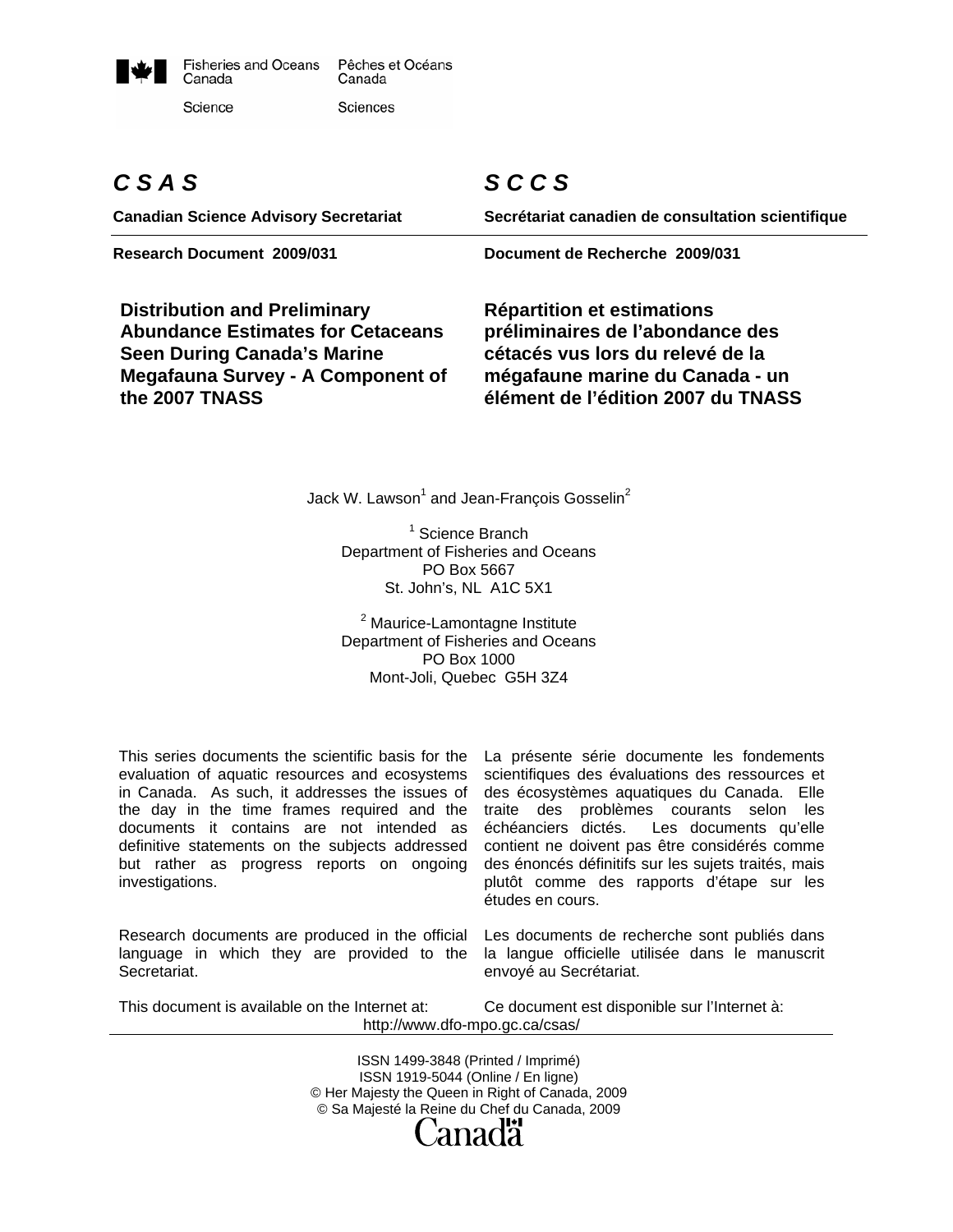Fisheries and Oceans Canada — Pêches et Océans Canada

Science — Sciences

# C S A S

**Canadian Science Advisory Secretariat**

**Research Document 2009/031**

# S C C S

**Secrétariat canadien de consultation scientifique**

**Document de Recherche 2009/031**

## Distribution and Preliminary Abundance Estimates for Cetaceans Seen During Canada's Marine Megafauna Survey - A Component of the 2007 TNASS

## Répartition et estimations préliminaires de l'abondance des cétacés vus lors du relevé de la mégafaune marine du Canada - un élément de l'édition 2007 du TNASS

Jack W. Lawson[1] and Jean-François Gosselin[2]

[1] Science Branch
Department of Fisheries and Oceans
PO Box 5667
St. John's, NL A1C 5X1

[2] Maurice-Lamontagne Institute
Department of Fisheries and Oceans
PO Box 1000
Mont-Joli, Quebec G5H 3Z4

This series documents the scientific basis for the evaluation of aquatic resources and ecosystems in Canada. As such, it addresses the issues of the day in the time frames required and the documents it contains are not intended as definitive statements on the subjects addressed but rather as progress reports on ongoing investigations.

Research documents are produced in the official language in which they are provided to the Secretariat.

This document is available on the Internet at:

La présente série documente les fondements scientifiques des évaluations des ressources et des écosystèmes aquatiques du Canada. Elle traite des problèmes courants selon les échéanciers dictés. Les documents qu'elle contient ne doivent pas être considérés comme des énoncés définitifs sur les sujets traités, mais plutôt comme des rapports d'étape sur les études en cours.

Les documents de recherche sont publiés dans la langue officielle utilisée dans le manuscrit envoyé au Secrétariat.

Ce document est disponible sur l'Internet à:

http://www.dfo-mpo.gc.ca/csas/

ISSN 1499-3848 (Printed / Imprimé)
ISSN 1919-5044 (Online / En ligne)
© Her Majesty the Queen in Right of Canada, 2009
© Sa Majesté la Reine du Chef du Canada, 2009

Canada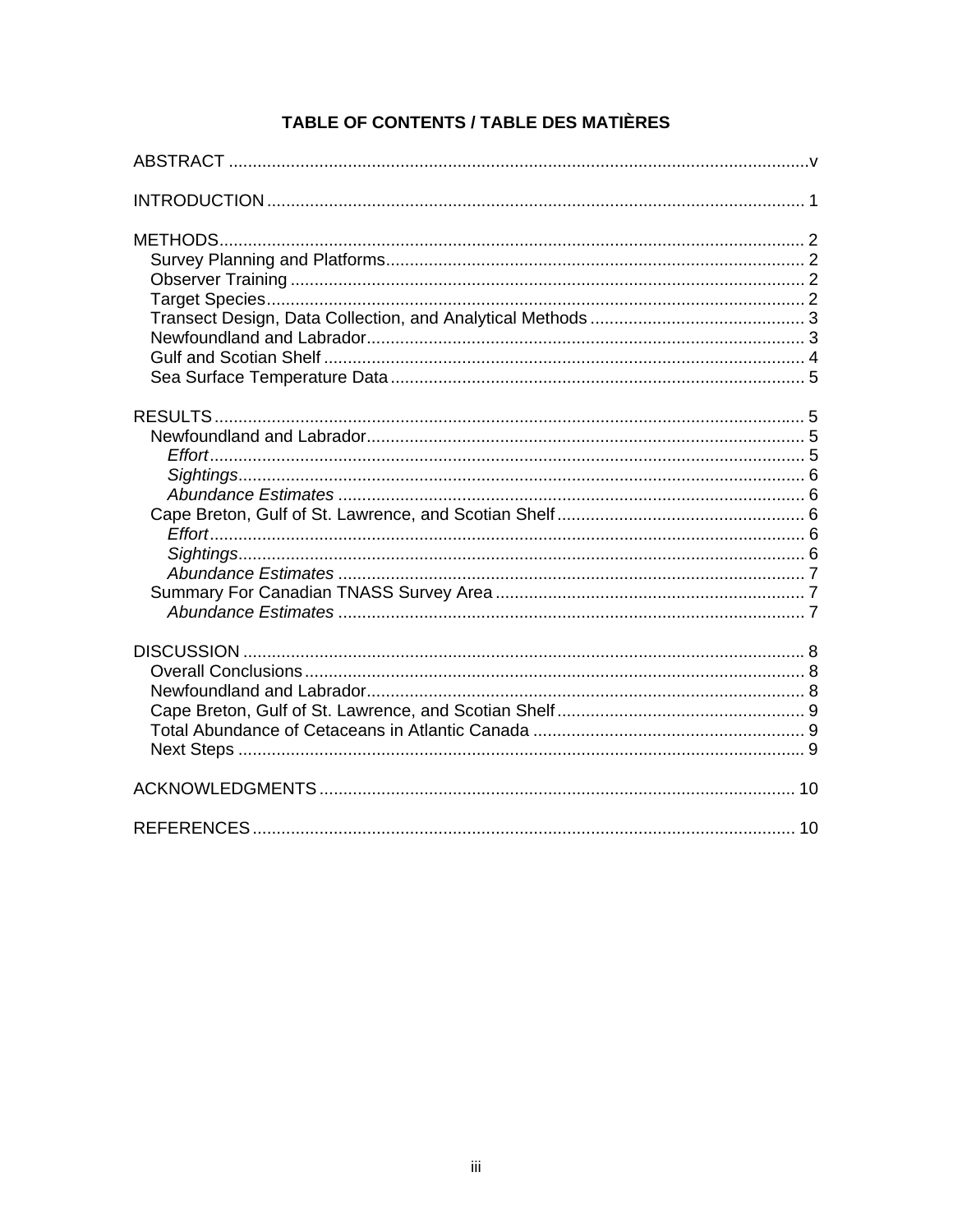# TABLE OF CONTENTS / TABLE DES MATIÈRES

ABSTRACT ..... v

INTRODUCTION ..... 1

METHODS ..... 2
- Survey Planning and Platforms ..... 2
- Observer Training ..... 2
- Target Species ..... 2
- Transect Design, Data Collection, and Analytical Methods ..... 3
- Newfoundland and Labrador ..... 3
- Gulf and Scotian Shelf ..... 4
- Sea Surface Temperature Data ..... 5

RESULTS ..... 5
- Newfoundland and Labrador ..... 5
  - *Effort* ..... 5
  - *Sightings* ..... 6
  - *Abundance Estimates* ..... 6
- Cape Breton, Gulf of St. Lawrence, and Scotian Shelf ..... 6
  - *Effort* ..... 6
  - *Sightings* ..... 6
  - *Abundance Estimates* ..... 7
- Summary For Canadian TNASS Survey Area ..... 7
  - *Abundance Estimates* ..... 7

DISCUSSION ..... 8
- Overall Conclusions ..... 8
- Newfoundland and Labrador ..... 8
- Cape Breton, Gulf of St. Lawrence, and Scotian Shelf ..... 9
- Total Abundance of Cetaceans in Atlantic Canada ..... 9
- Next Steps ..... 9

ACKNOWLEDGMENTS ..... 10

REFERENCES ..... 10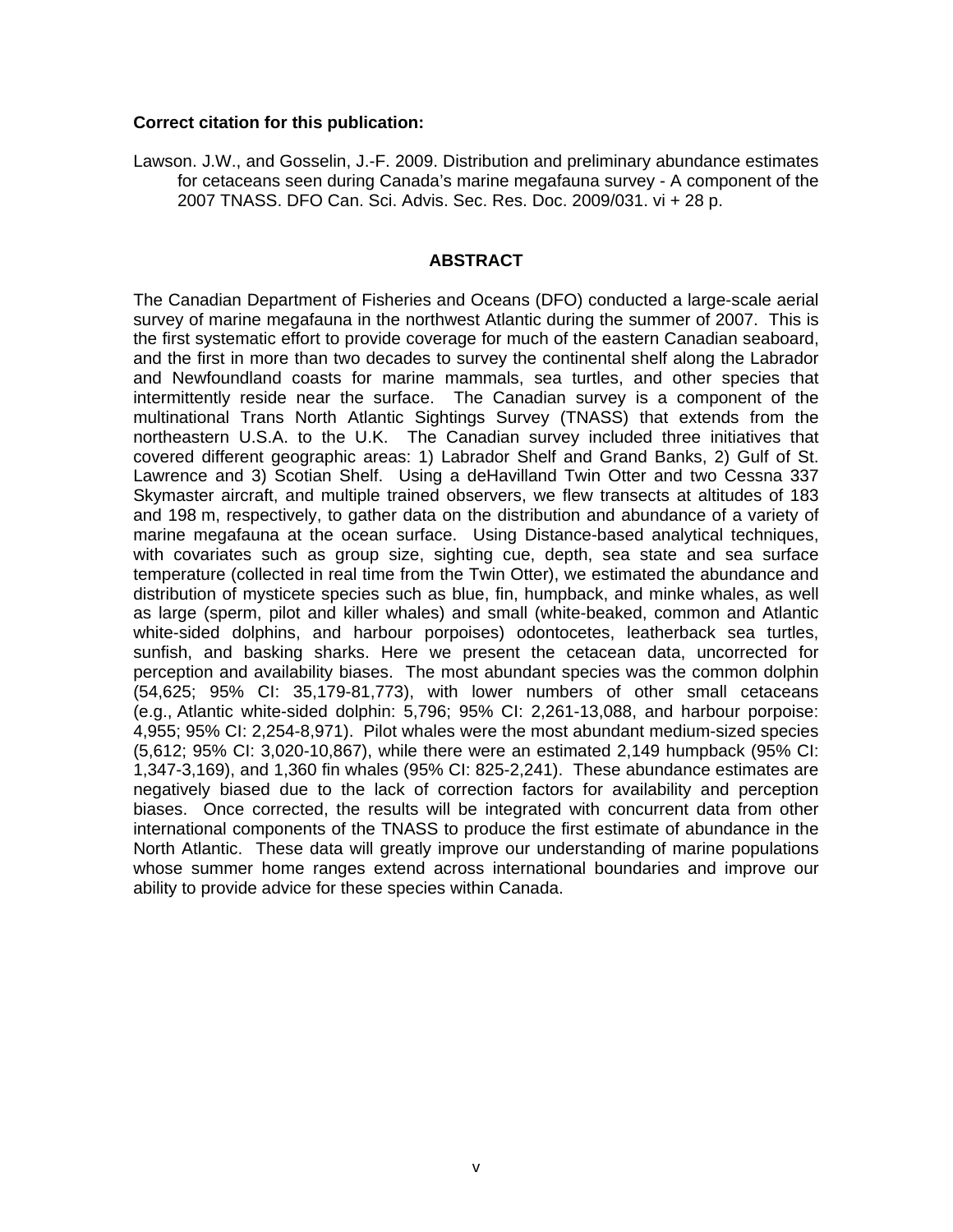**Correct citation for this publication:**

Lawson. J.W., and Gosselin, J.-F. 2009. Distribution and preliminary abundance estimates for cetaceans seen during Canada's marine megafauna survey - A component of the 2007 TNASS. DFO Can. Sci. Advis. Sec. Res. Doc. 2009/031. vi + 28 p.

## ABSTRACT

The Canadian Department of Fisheries and Oceans (DFO) conducted a large-scale aerial survey of marine megafauna in the northwest Atlantic during the summer of 2007. This is the first systematic effort to provide coverage for much of the eastern Canadian seaboard, and the first in more than two decades to survey the continental shelf along the Labrador and Newfoundland coasts for marine mammals, sea turtles, and other species that intermittently reside near the surface. The Canadian survey is a component of the multinational Trans North Atlantic Sightings Survey (TNASS) that extends from the northeastern U.S.A. to the U.K. The Canadian survey included three initiatives that covered different geographic areas: 1) Labrador Shelf and Grand Banks, 2) Gulf of St. Lawrence and 3) Scotian Shelf. Using a deHavilland Twin Otter and two Cessna 337 Skymaster aircraft, and multiple trained observers, we flew transects at altitudes of 183 and 198 m, respectively, to gather data on the distribution and abundance of a variety of marine megafauna at the ocean surface. Using Distance-based analytical techniques, with covariates such as group size, sighting cue, depth, sea state and sea surface temperature (collected in real time from the Twin Otter), we estimated the abundance and distribution of mysticete species such as blue, fin, humpback, and minke whales, as well as large (sperm, pilot and killer whales) and small (white-beaked, common and Atlantic white-sided dolphins, and harbour porpoises) odontocetes, leatherback sea turtles, sunfish, and basking sharks. Here we present the cetacean data, uncorrected for perception and availability biases. The most abundant species was the common dolphin (54,625; 95% CI: 35,179-81,773), with lower numbers of other small cetaceans (e.g., Atlantic white-sided dolphin: 5,796; 95% CI: 2,261-13,088, and harbour porpoise: 4,955; 95% CI: 2,254-8,971). Pilot whales were the most abundant medium-sized species (5,612; 95% CI: 3,020-10,867), while there were an estimated 2,149 humpback (95% CI: 1,347-3,169), and 1,360 fin whales (95% CI: 825-2,241). These abundance estimates are negatively biased due to the lack of correction factors for availability and perception biases. Once corrected, the results will be integrated with concurrent data from other international components of the TNASS to produce the first estimate of abundance in the North Atlantic. These data will greatly improve our understanding of marine populations whose summer home ranges extend across international boundaries and improve our ability to provide advice for these species within Canada.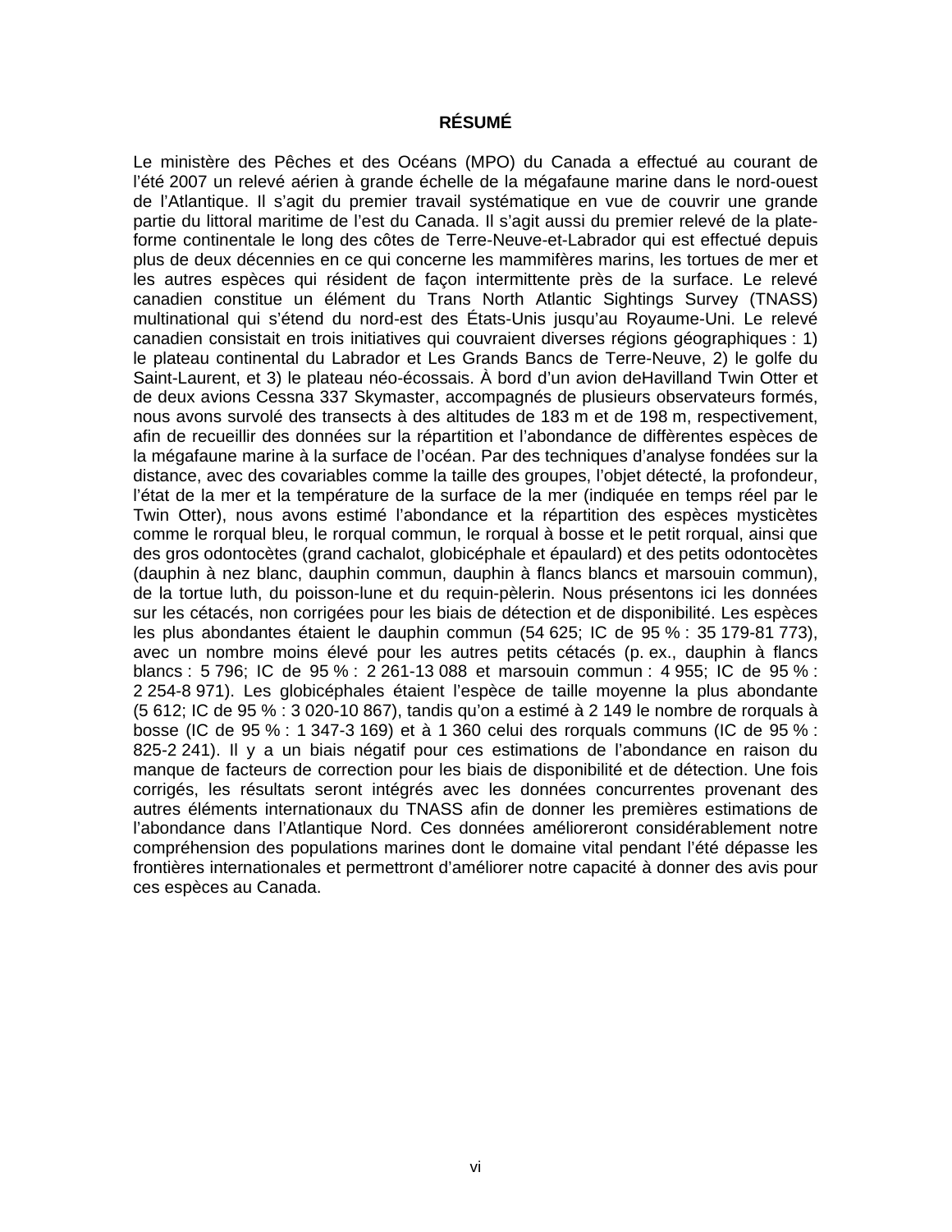## RÉSUMÉ

Le ministère des Pêches et des Océans (MPO) du Canada a effectué au courant de l'été 2007 un relevé aérien à grande échelle de la mégafaune marine dans le nord-ouest de l'Atlantique. Il s'agit du premier travail systématique en vue de couvrir une grande partie du littoral maritime de l'est du Canada. Il s'agit aussi du premier relevé de la plate-forme continentale le long des côtes de Terre-Neuve-et-Labrador qui est effectué depuis plus de deux décennies en ce qui concerne les mammifères marins, les tortues de mer et les autres espèces qui résident de façon intermittente près de la surface. Le relevé canadien constitue un élément du Trans North Atlantic Sightings Survey (TNASS) multinational qui s'étend du nord-est des États-Unis jusqu'au Royaume-Uni. Le relevé canadien consistait en trois initiatives qui couvraient diverses régions géographiques : 1) le plateau continental du Labrador et Les Grands Bancs de Terre-Neuve, 2) le golfe du Saint-Laurent, et 3) le plateau néo-écossais. À bord d'un avion deHavilland Twin Otter et de deux avions Cessna 337 Skymaster, accompagnés de plusieurs observateurs formés, nous avons survolé des transects à des altitudes de 183 m et de 198 m, respectivement, afin de recueillir des données sur la répartition et l'abondance de diffèrentes espèces de la mégafaune marine à la surface de l'océan. Par des techniques d'analyse fondées sur la distance, avec des covariables comme la taille des groupes, l'objet détecté, la profondeur, l'état de la mer et la température de la surface de la mer (indiquée en temps réel par le Twin Otter), nous avons estimé l'abondance et la répartition des espèces mysticètes comme le rorqual bleu, le rorqual commun, le rorqual à bosse et le petit rorqual, ainsi que des gros odontocètes (grand cachalot, globicéphale et épaulard) et des petits odontocètes (dauphin à nez blanc, dauphin commun, dauphin à flancs blancs et marsouin commun), de la tortue luth, du poisson-lune et du requin-pèlerin. Nous présentons ici les données sur les cétacés, non corrigées pour les biais de détection et de disponibilité. Les espèces les plus abondantes étaient le dauphin commun (54 625; IC de 95 % : 35 179-81 773), avec un nombre moins élevé pour les autres petits cétacés (p. ex., dauphin à flancs blancs : 5 796; IC de 95 % : 2 261-13 088 et marsouin commun : 4 955; IC de 95 % : 2 254-8 971). Les globicéphales étaient l'espèce de taille moyenne la plus abondante (5 612; IC de 95 % : 3 020-10 867), tandis qu'on a estimé à 2 149 le nombre de rorquals à bosse (IC de 95 % : 1 347-3 169) et à 1 360 celui des rorquals communs (IC de 95 % : 825-2 241). Il y a un biais négatif pour ces estimations de l'abondance en raison du manque de facteurs de correction pour les biais de disponibilité et de détection. Une fois corrigés, les résultats seront intégrés avec les données concurrentes provenant des autres éléments internationaux du TNASS afin de donner les premières estimations de l'abondance dans l'Atlantique Nord. Ces données amélioreront considérablement notre compréhension des populations marines dont le domaine vital pendant l'été dépasse les frontières internationales et permettront d'améliorer notre capacité à donner des avis pour ces espèces au Canada.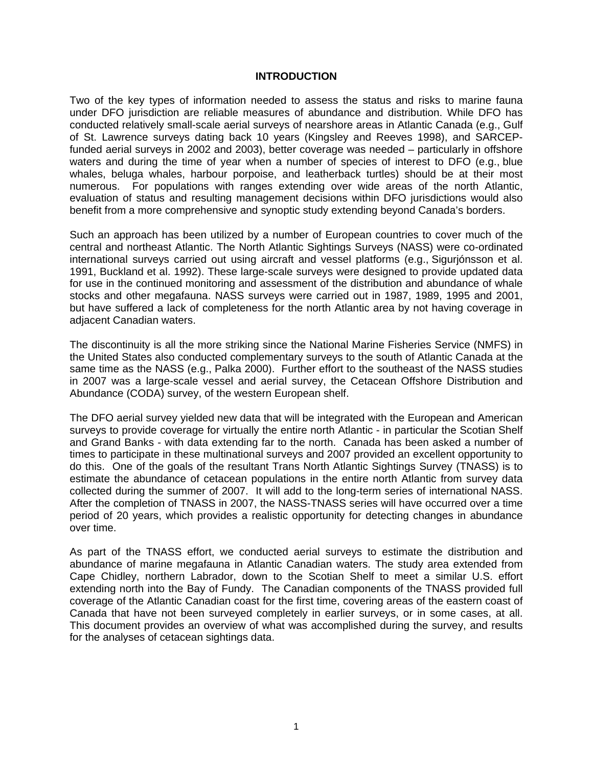# INTRODUCTION

Two of the key types of information needed to assess the status and risks to marine fauna under DFO jurisdiction are reliable measures of abundance and distribution. While DFO has conducted relatively small-scale aerial surveys of nearshore areas in Atlantic Canada (e.g., Gulf of St. Lawrence surveys dating back 10 years (Kingsley and Reeves 1998), and SARCEP-funded aerial surveys in 2002 and 2003), better coverage was needed – particularly in offshore waters and during the time of year when a number of species of interest to DFO (e.g., blue whales, beluga whales, harbour porpoise, and leatherback turtles) should be at their most numerous. For populations with ranges extending over wide areas of the north Atlantic, evaluation of status and resulting management decisions within DFO jurisdictions would also benefit from a more comprehensive and synoptic study extending beyond Canada's borders.

Such an approach has been utilized by a number of European countries to cover much of the central and northeast Atlantic. The North Atlantic Sightings Surveys (NASS) were co-ordinated international surveys carried out using aircraft and vessel platforms (e.g., Sigurjónsson et al. 1991, Buckland et al. 1992). These large-scale surveys were designed to provide updated data for use in the continued monitoring and assessment of the distribution and abundance of whale stocks and other megafauna. NASS surveys were carried out in 1987, 1989, 1995 and 2001, but have suffered a lack of completeness for the north Atlantic area by not having coverage in adjacent Canadian waters.

The discontinuity is all the more striking since the National Marine Fisheries Service (NMFS) in the United States also conducted complementary surveys to the south of Atlantic Canada at the same time as the NASS (e.g., Palka 2000). Further effort to the southeast of the NASS studies in 2007 was a large-scale vessel and aerial survey, the Cetacean Offshore Distribution and Abundance (CODA) survey, of the western European shelf.

The DFO aerial survey yielded new data that will be integrated with the European and American surveys to provide coverage for virtually the entire north Atlantic - in particular the Scotian Shelf and Grand Banks - with data extending far to the north. Canada has been asked a number of times to participate in these multinational surveys and 2007 provided an excellent opportunity to do this. One of the goals of the resultant Trans North Atlantic Sightings Survey (TNASS) is to estimate the abundance of cetacean populations in the entire north Atlantic from survey data collected during the summer of 2007. It will add to the long-term series of international NASS. After the completion of TNASS in 2007, the NASS-TNASS series will have occurred over a time period of 20 years, which provides a realistic opportunity for detecting changes in abundance over time.

As part of the TNASS effort, we conducted aerial surveys to estimate the distribution and abundance of marine megafauna in Atlantic Canadian waters. The study area extended from Cape Chidley, northern Labrador, down to the Scotian Shelf to meet a similar U.S. effort extending north into the Bay of Fundy. The Canadian components of the TNASS provided full coverage of the Atlantic Canadian coast for the first time, covering areas of the eastern coast of Canada that have not been surveyed completely in earlier surveys, or in some cases, at all. This document provides an overview of what was accomplished during the survey, and results for the analyses of cetacean sightings data.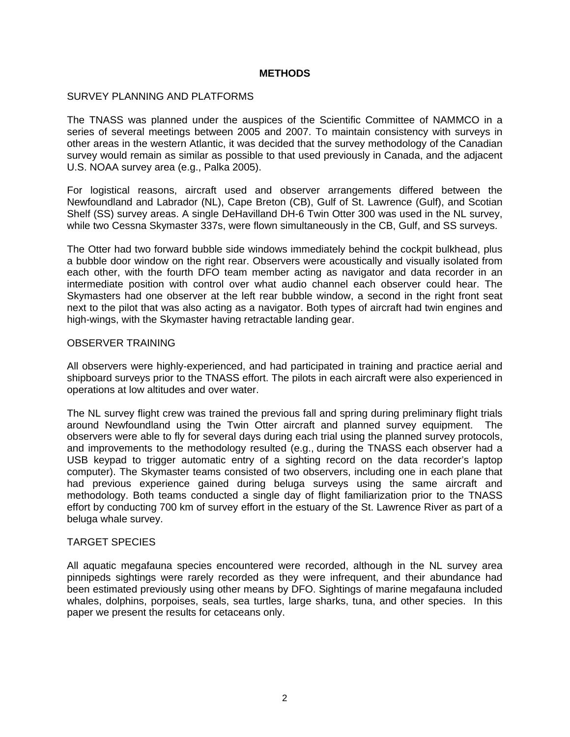# METHODS

## SURVEY PLANNING AND PLATFORMS

The TNASS was planned under the auspices of the Scientific Committee of NAMMCO in a series of several meetings between 2005 and 2007. To maintain consistency with surveys in other areas in the western Atlantic, it was decided that the survey methodology of the Canadian survey would remain as similar as possible to that used previously in Canada, and the adjacent U.S. NOAA survey area (e.g., Palka 2005).

For logistical reasons, aircraft used and observer arrangements differed between the Newfoundland and Labrador (NL), Cape Breton (CB), Gulf of St. Lawrence (Gulf), and Scotian Shelf (SS) survey areas. A single DeHavilland DH-6 Twin Otter 300 was used in the NL survey, while two Cessna Skymaster 337s, were flown simultaneously in the CB, Gulf, and SS surveys.

The Otter had two forward bubble side windows immediately behind the cockpit bulkhead, plus a bubble door window on the right rear. Observers were acoustically and visually isolated from each other, with the fourth DFO team member acting as navigator and data recorder in an intermediate position with control over what audio channel each observer could hear. The Skymasters had one observer at the left rear bubble window, a second in the right front seat next to the pilot that was also acting as a navigator. Both types of aircraft had twin engines and high-wings, with the Skymaster having retractable landing gear.

## OBSERVER TRAINING

All observers were highly-experienced, and had participated in training and practice aerial and shipboard surveys prior to the TNASS effort. The pilots in each aircraft were also experienced in operations at low altitudes and over water.

The NL survey flight crew was trained the previous fall and spring during preliminary flight trials around Newfoundland using the Twin Otter aircraft and planned survey equipment. The observers were able to fly for several days during each trial using the planned survey protocols, and improvements to the methodology resulted (e.g., during the TNASS each observer had a USB keypad to trigger automatic entry of a sighting record on the data recorder's laptop computer). The Skymaster teams consisted of two observers, including one in each plane that had previous experience gained during beluga surveys using the same aircraft and methodology. Both teams conducted a single day of flight familiarization prior to the TNASS effort by conducting 700 km of survey effort in the estuary of the St. Lawrence River as part of a beluga whale survey.

## TARGET SPECIES

All aquatic megafauna species encountered were recorded, although in the NL survey area pinnipeds sightings were rarely recorded as they were infrequent, and their abundance had been estimated previously using other means by DFO. Sightings of marine megafauna included whales, dolphins, porpoises, seals, sea turtles, large sharks, tuna, and other species. In this paper we present the results for cetaceans only.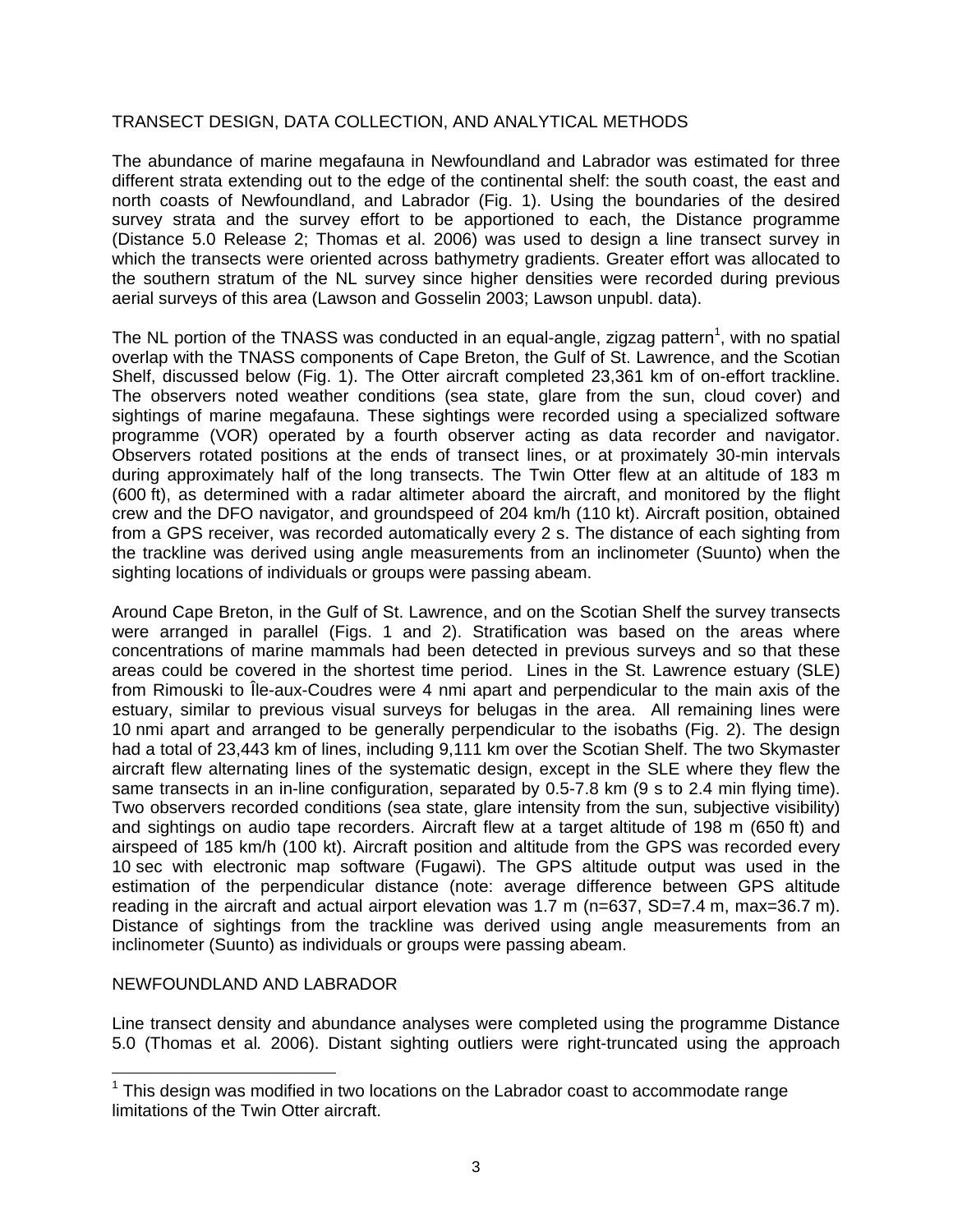## TRANSECT DESIGN, DATA COLLECTION, AND ANALYTICAL METHODS

The abundance of marine megafauna in Newfoundland and Labrador was estimated for three different strata extending out to the edge of the continental shelf: the south coast, the east and north coasts of Newfoundland, and Labrador (Fig. 1). Using the boundaries of the desired survey strata and the survey effort to be apportioned to each, the Distance programme (Distance 5.0 Release 2; Thomas et al. 2006) was used to design a line transect survey in which the transects were oriented across bathymetry gradients. Greater effort was allocated to the southern stratum of the NL survey since higher densities were recorded during previous aerial surveys of this area (Lawson and Gosselin 2003; Lawson unpubl. data).

The NL portion of the TNASS was conducted in an equal-angle, zigzag pattern[1], with no spatial overlap with the TNASS components of Cape Breton, the Gulf of St. Lawrence, and the Scotian Shelf, discussed below (Fig. 1). The Otter aircraft completed 23,361 km of on-effort trackline. The observers noted weather conditions (sea state, glare from the sun, cloud cover) and sightings of marine megafauna. These sightings were recorded using a specialized software programme (VOR) operated by a fourth observer acting as data recorder and navigator. Observers rotated positions at the ends of transect lines, or at proximately 30-min intervals during approximately half of the long transects. The Twin Otter flew at an altitude of 183 m (600 ft), as determined with a radar altimeter aboard the aircraft, and monitored by the flight crew and the DFO navigator, and groundspeed of 204 km/h (110 kt). Aircraft position, obtained from a GPS receiver, was recorded automatically every 2 s. The distance of each sighting from the trackline was derived using angle measurements from an inclinometer (Suunto) when the sighting locations of individuals or groups were passing abeam.

Around Cape Breton, in the Gulf of St. Lawrence, and on the Scotian Shelf the survey transects were arranged in parallel (Figs. 1 and 2). Stratification was based on the areas where concentrations of marine mammals had been detected in previous surveys and so that these areas could be covered in the shortest time period. Lines in the St. Lawrence estuary (SLE) from Rimouski to Île-aux-Coudres were 4 nmi apart and perpendicular to the main axis of the estuary, similar to previous visual surveys for belugas in the area. All remaining lines were 10 nmi apart and arranged to be generally perpendicular to the isobaths (Fig. 2). The design had a total of 23,443 km of lines, including 9,111 km over the Scotian Shelf. The two Skymaster aircraft flew alternating lines of the systematic design, except in the SLE where they flew the same transects in an in-line configuration, separated by 0.5-7.8 km (9 s to 2.4 min flying time). Two observers recorded conditions (sea state, glare intensity from the sun, subjective visibility) and sightings on audio tape recorders. Aircraft flew at a target altitude of 198 m (650 ft) and airspeed of 185 km/h (100 kt). Aircraft position and altitude from the GPS was recorded every 10 sec with electronic map software (Fugawi). The GPS altitude output was used in the estimation of the perpendicular distance (note: average difference between GPS altitude reading in the aircraft and actual airport elevation was 1.7 m (n=637, SD=7.4 m, max=36.7 m). Distance of sightings from the trackline was derived using angle measurements from an inclinometer (Suunto) as individuals or groups were passing abeam.

## NEWFOUNDLAND AND LABRADOR

Line transect density and abundance analyses were completed using the programme Distance 5.0 (Thomas et al*.* 2006). Distant sighting outliers were right-truncated using the approach

[1] This design was modified in two locations on the Labrador coast to accommodate range limitations of the Twin Otter aircraft.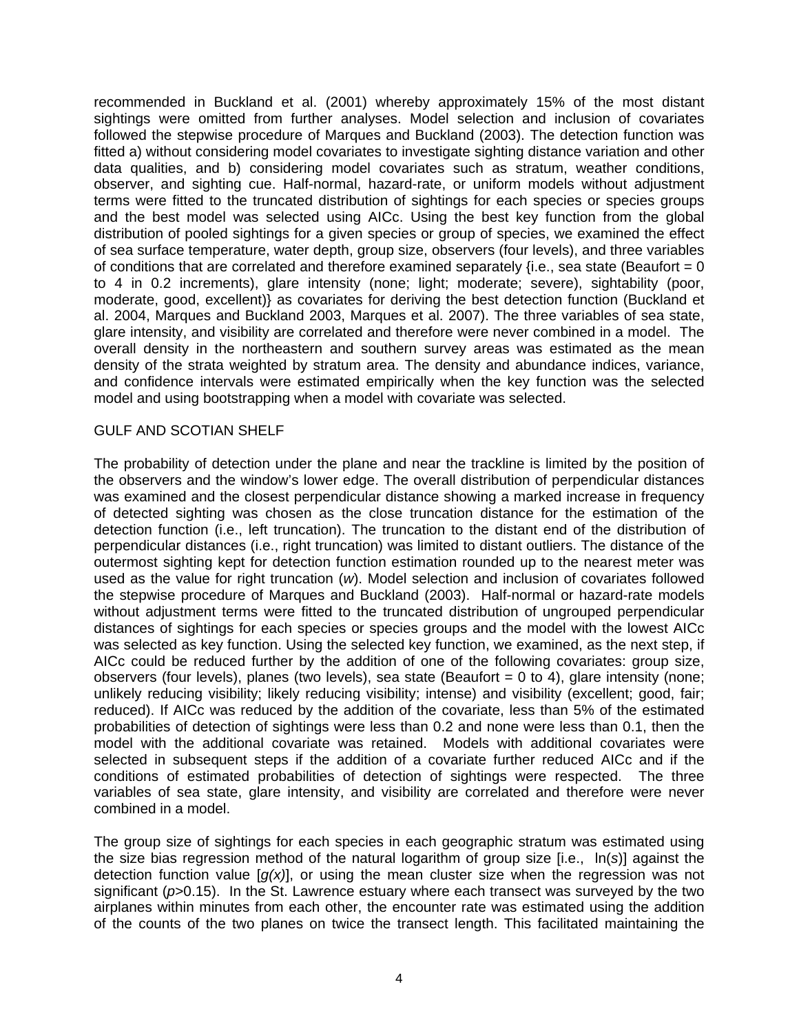recommended in Buckland et al. (2001) whereby approximately 15% of the most distant sightings were omitted from further analyses. Model selection and inclusion of covariates followed the stepwise procedure of Marques and Buckland (2003). The detection function was fitted a) without considering model covariates to investigate sighting distance variation and other data qualities, and b) considering model covariates such as stratum, weather conditions, observer, and sighting cue. Half-normal, hazard-rate, or uniform models without adjustment terms were fitted to the truncated distribution of sightings for each species or species groups and the best model was selected using AICc. Using the best key function from the global distribution of pooled sightings for a given species or group of species, we examined the effect of sea surface temperature, water depth, group size, observers (four levels), and three variables of conditions that are correlated and therefore examined separately {i.e., sea state (Beaufort = 0 to 4 in 0.2 increments), glare intensity (none; light; moderate; severe), sightability (poor, moderate, good, excellent)} as covariates for deriving the best detection function (Buckland et al. 2004, Marques and Buckland 2003, Marques et al. 2007). The three variables of sea state, glare intensity, and visibility are correlated and therefore were never combined in a model. The overall density in the northeastern and southern survey areas was estimated as the mean density of the strata weighted by stratum area. The density and abundance indices, variance, and confidence intervals were estimated empirically when the key function was the selected model and using bootstrapping when a model with covariate was selected.

GULF AND SCOTIAN SHELF

The probability of detection under the plane and near the trackline is limited by the position of the observers and the window's lower edge. The overall distribution of perpendicular distances was examined and the closest perpendicular distance showing a marked increase in frequency of detected sighting was chosen as the close truncation distance for the estimation of the detection function (i.e., left truncation). The truncation to the distant end of the distribution of perpendicular distances (i.e., right truncation) was limited to distant outliers. The distance of the outermost sighting kept for detection function estimation rounded up to the nearest meter was used as the value for right truncation (*w*). Model selection and inclusion of covariates followed the stepwise procedure of Marques and Buckland (2003). Half-normal or hazard-rate models without adjustment terms were fitted to the truncated distribution of ungrouped perpendicular distances of sightings for each species or species groups and the model with the lowest AICc was selected as key function. Using the selected key function, we examined, as the next step, if AICc could be reduced further by the addition of one of the following covariates: group size, observers (four levels), planes (two levels), sea state (Beaufort = 0 to 4), glare intensity (none; unlikely reducing visibility; likely reducing visibility; intense) and visibility (excellent; good, fair; reduced). If AICc was reduced by the addition of the covariate, less than 5% of the estimated probabilities of detection of sightings were less than 0.2 and none were less than 0.1, then the model with the additional covariate was retained. Models with additional covariates were selected in subsequent steps if the addition of a covariate further reduced AICc and if the conditions of estimated probabilities of detection of sightings were respected. The three variables of sea state, glare intensity, and visibility are correlated and therefore were never combined in a model.

The group size of sightings for each species in each geographic stratum was estimated using the size bias regression method of the natural logarithm of group size [i.e., $\ln(s)$] against the detection function value [$g(x)$], or using the mean cluster size when the regression was not significant ($p$>0.15). In the St. Lawrence estuary where each transect was surveyed by the two airplanes within minutes from each other, the encounter rate was estimated using the addition of the counts of the two planes on twice the transect length. This facilitated maintaining the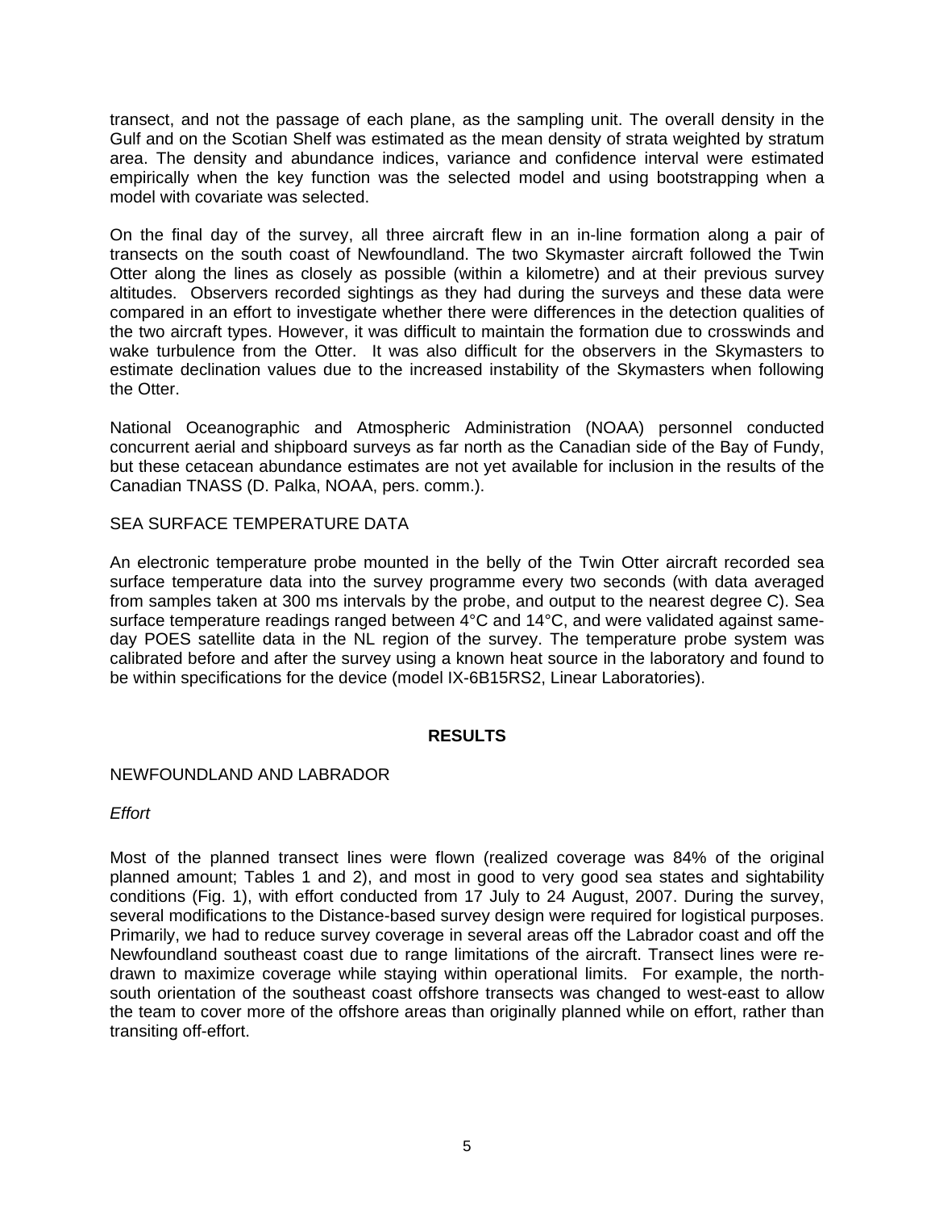transect, and not the passage of each plane, as the sampling unit. The overall density in the Gulf and on the Scotian Shelf was estimated as the mean density of strata weighted by stratum area. The density and abundance indices, variance and confidence interval were estimated empirically when the key function was the selected model and using bootstrapping when a model with covariate was selected.

On the final day of the survey, all three aircraft flew in an in-line formation along a pair of transects on the south coast of Newfoundland. The two Skymaster aircraft followed the Twin Otter along the lines as closely as possible (within a kilometre) and at their previous survey altitudes. Observers recorded sightings as they had during the surveys and these data were compared in an effort to investigate whether there were differences in the detection qualities of the two aircraft types. However, it was difficult to maintain the formation due to crosswinds and wake turbulence from the Otter. It was also difficult for the observers in the Skymasters to estimate declination values due to the increased instability of the Skymasters when following the Otter.

National Oceanographic and Atmospheric Administration (NOAA) personnel conducted concurrent aerial and shipboard surveys as far north as the Canadian side of the Bay of Fundy, but these cetacean abundance estimates are not yet available for inclusion in the results of the Canadian TNASS (D. Palka, NOAA, pers. comm.).

## SEA SURFACE TEMPERATURE DATA

An electronic temperature probe mounted in the belly of the Twin Otter aircraft recorded sea surface temperature data into the survey programme every two seconds (with data averaged from samples taken at 300 ms intervals by the probe, and output to the nearest degree C). Sea surface temperature readings ranged between 4°C and 14°C, and were validated against same-day POES satellite data in the NL region of the survey. The temperature probe system was calibrated before and after the survey using a known heat source in the laboratory and found to be within specifications for the device (model IX-6B15RS2, Linear Laboratories).

# RESULTS

## NEWFOUNDLAND AND LABRADOR

### *Effort*

Most of the planned transect lines were flown (realized coverage was 84% of the original planned amount; Tables 1 and 2), and most in good to very good sea states and sightability conditions (Fig. 1), with effort conducted from 17 July to 24 August, 2007. During the survey, several modifications to the Distance-based survey design were required for logistical purposes. Primarily, we had to reduce survey coverage in several areas off the Labrador coast and off the Newfoundland southeast coast due to range limitations of the aircraft. Transect lines were re-drawn to maximize coverage while staying within operational limits. For example, the north-south orientation of the southeast coast offshore transects was changed to west-east to allow the team to cover more of the offshore areas than originally planned while on effort, rather than transiting off-effort.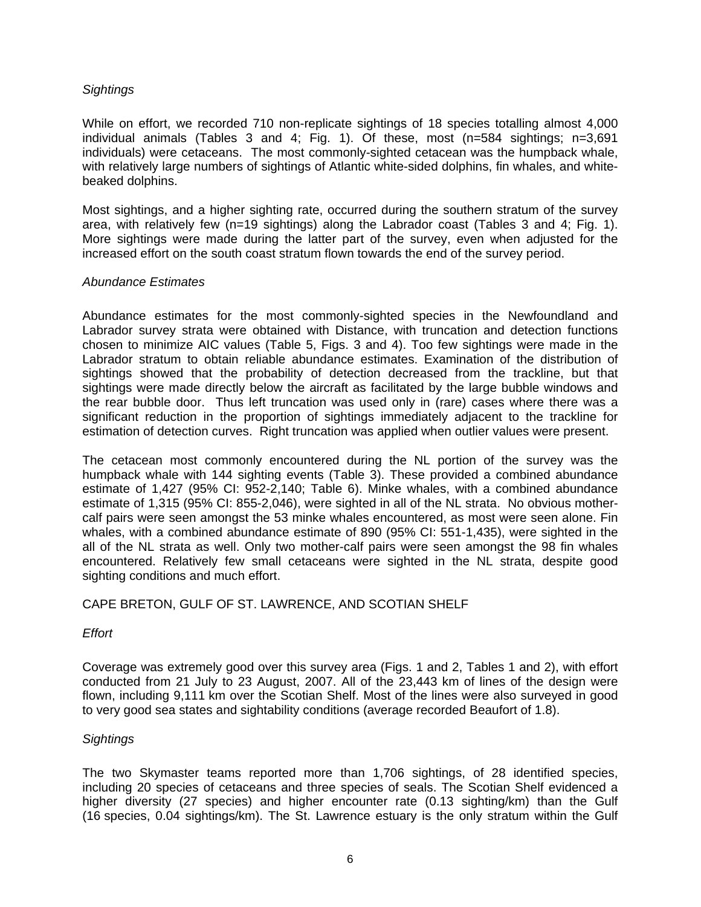*Sightings*

While on effort, we recorded 710 non-replicate sightings of 18 species totalling almost 4,000 individual animals (Tables 3 and 4; Fig. 1). Of these, most (n=584 sightings; n=3,691 individuals) were cetaceans. The most commonly-sighted cetacean was the humpback whale, with relatively large numbers of sightings of Atlantic white-sided dolphins, fin whales, and white-beaked dolphins.

Most sightings, and a higher sighting rate, occurred during the southern stratum of the survey area, with relatively few (n=19 sightings) along the Labrador coast (Tables 3 and 4; Fig. 1). More sightings were made during the latter part of the survey, even when adjusted for the increased effort on the south coast stratum flown towards the end of the survey period.

*Abundance Estimates*

Abundance estimates for the most commonly-sighted species in the Newfoundland and Labrador survey strata were obtained with Distance, with truncation and detection functions chosen to minimize AIC values (Table 5, Figs. 3 and 4). Too few sightings were made in the Labrador stratum to obtain reliable abundance estimates. Examination of the distribution of sightings showed that the probability of detection decreased from the trackline, but that sightings were made directly below the aircraft as facilitated by the large bubble windows and the rear bubble door. Thus left truncation was used only in (rare) cases where there was a significant reduction in the proportion of sightings immediately adjacent to the trackline for estimation of detection curves. Right truncation was applied when outlier values were present.

The cetacean most commonly encountered during the NL portion of the survey was the humpback whale with 144 sighting events (Table 3). These provided a combined abundance estimate of 1,427 (95% CI: 952-2,140; Table 6). Minke whales, with a combined abundance estimate of 1,315 (95% CI: 855-2,046), were sighted in all of the NL strata. No obvious mother-calf pairs were seen amongst the 53 minke whales encountered, as most were seen alone. Fin whales, with a combined abundance estimate of 890 (95% CI: 551-1,435), were sighted in the all of the NL strata as well. Only two mother-calf pairs were seen amongst the 98 fin whales encountered. Relatively few small cetaceans were sighted in the NL strata, despite good sighting conditions and much effort.

## CAPE BRETON, GULF OF ST. LAWRENCE, AND SCOTIAN SHELF

*Effort*

Coverage was extremely good over this survey area (Figs. 1 and 2, Tables 1 and 2), with effort conducted from 21 July to 23 August, 2007. All of the 23,443 km of lines of the design were flown, including 9,111 km over the Scotian Shelf. Most of the lines were also surveyed in good to very good sea states and sightability conditions (average recorded Beaufort of 1.8).

*Sightings*

The two Skymaster teams reported more than 1,706 sightings, of 28 identified species, including 20 species of cetaceans and three species of seals. The Scotian Shelf evidenced a higher diversity (27 species) and higher encounter rate (0.13 sighting/km) than the Gulf (16 species, 0.04 sightings/km). The St. Lawrence estuary is the only stratum within the Gulf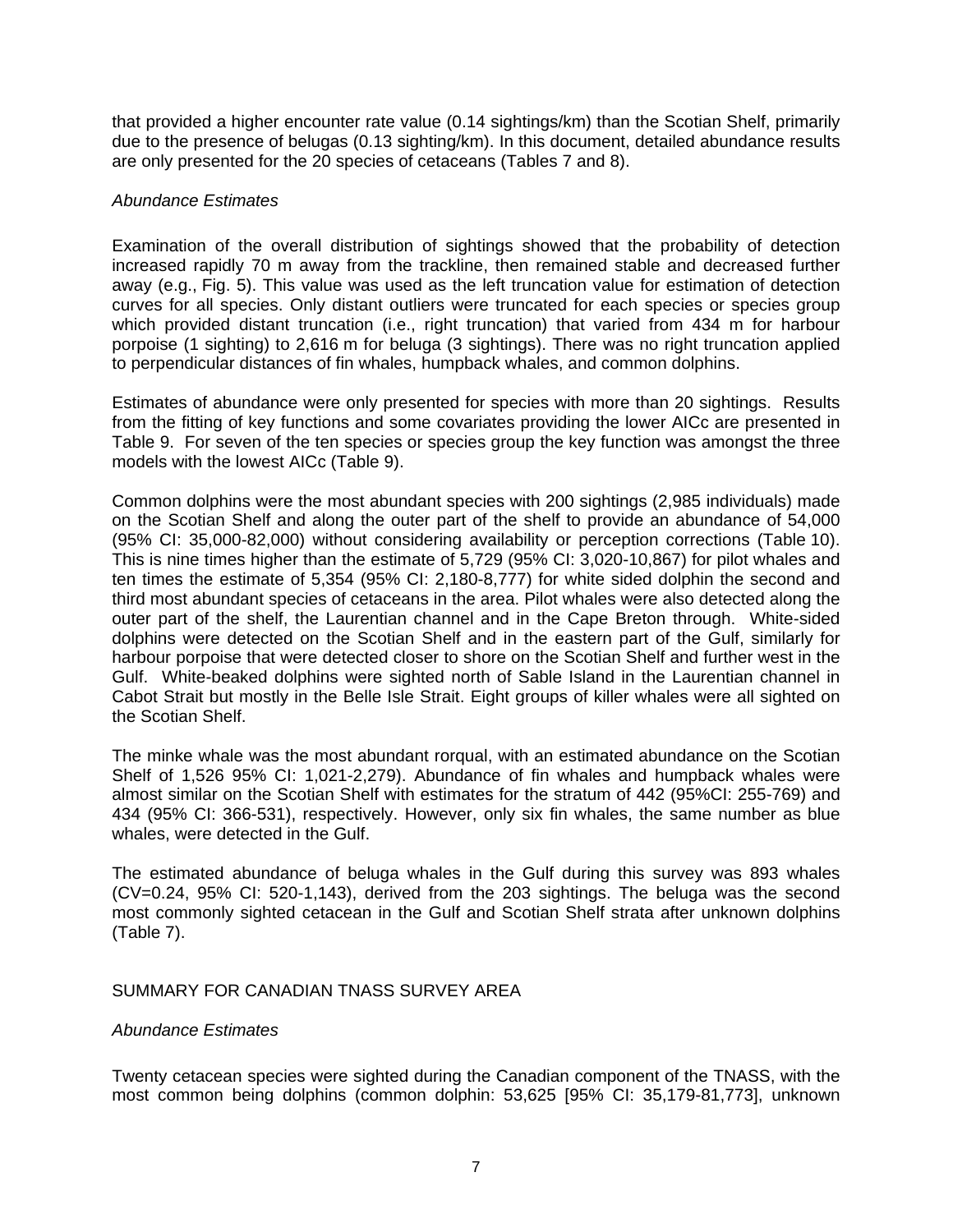that provided a higher encounter rate value (0.14 sightings/km) than the Scotian Shelf, primarily due to the presence of belugas (0.13 sighting/km). In this document, detailed abundance results are only presented for the 20 species of cetaceans (Tables 7 and 8).

*Abundance Estimates*

Examination of the overall distribution of sightings showed that the probability of detection increased rapidly 70 m away from the trackline, then remained stable and decreased further away (e.g., Fig. 5). This value was used as the left truncation value for estimation of detection curves for all species. Only distant outliers were truncated for each species or species group which provided distant truncation (i.e., right truncation) that varied from 434 m for harbour porpoise (1 sighting) to 2,616 m for beluga (3 sightings). There was no right truncation applied to perpendicular distances of fin whales, humpback whales, and common dolphins.

Estimates of abundance were only presented for species with more than 20 sightings. Results from the fitting of key functions and some covariates providing the lower AICc are presented in Table 9. For seven of the ten species or species group the key function was amongst the three models with the lowest AICc (Table 9).

Common dolphins were the most abundant species with 200 sightings (2,985 individuals) made on the Scotian Shelf and along the outer part of the shelf to provide an abundance of 54,000 (95% CI: 35,000-82,000) without considering availability or perception corrections (Table 10). This is nine times higher than the estimate of 5,729 (95% CI: 3,020-10,867) for pilot whales and ten times the estimate of 5,354 (95% CI: 2,180-8,777) for white sided dolphin the second and third most abundant species of cetaceans in the area. Pilot whales were also detected along the outer part of the shelf, the Laurentian channel and in the Cape Breton through. White-sided dolphins were detected on the Scotian Shelf and in the eastern part of the Gulf, similarly for harbour porpoise that were detected closer to shore on the Scotian Shelf and further west in the Gulf. White-beaked dolphins were sighted north of Sable Island in the Laurentian channel in Cabot Strait but mostly in the Belle Isle Strait. Eight groups of killer whales were all sighted on the Scotian Shelf.

The minke whale was the most abundant rorqual, with an estimated abundance on the Scotian Shelf of 1,526 95% CI: 1,021-2,279). Abundance of fin whales and humpback whales were almost similar on the Scotian Shelf with estimates for the stratum of 442 (95%CI: 255-769) and 434 (95% CI: 366-531), respectively. However, only six fin whales, the same number as blue whales, were detected in the Gulf.

The estimated abundance of beluga whales in the Gulf during this survey was 893 whales (CV=0.24, 95% CI: 520-1,143), derived from the 203 sightings. The beluga was the second most commonly sighted cetacean in the Gulf and Scotian Shelf strata after unknown dolphins (Table 7).

## SUMMARY FOR CANADIAN TNASS SURVEY AREA

*Abundance Estimates*

Twenty cetacean species were sighted during the Canadian component of the TNASS, with the most common being dolphins (common dolphin: 53,625 [95% CI: 35,179-81,773], unknown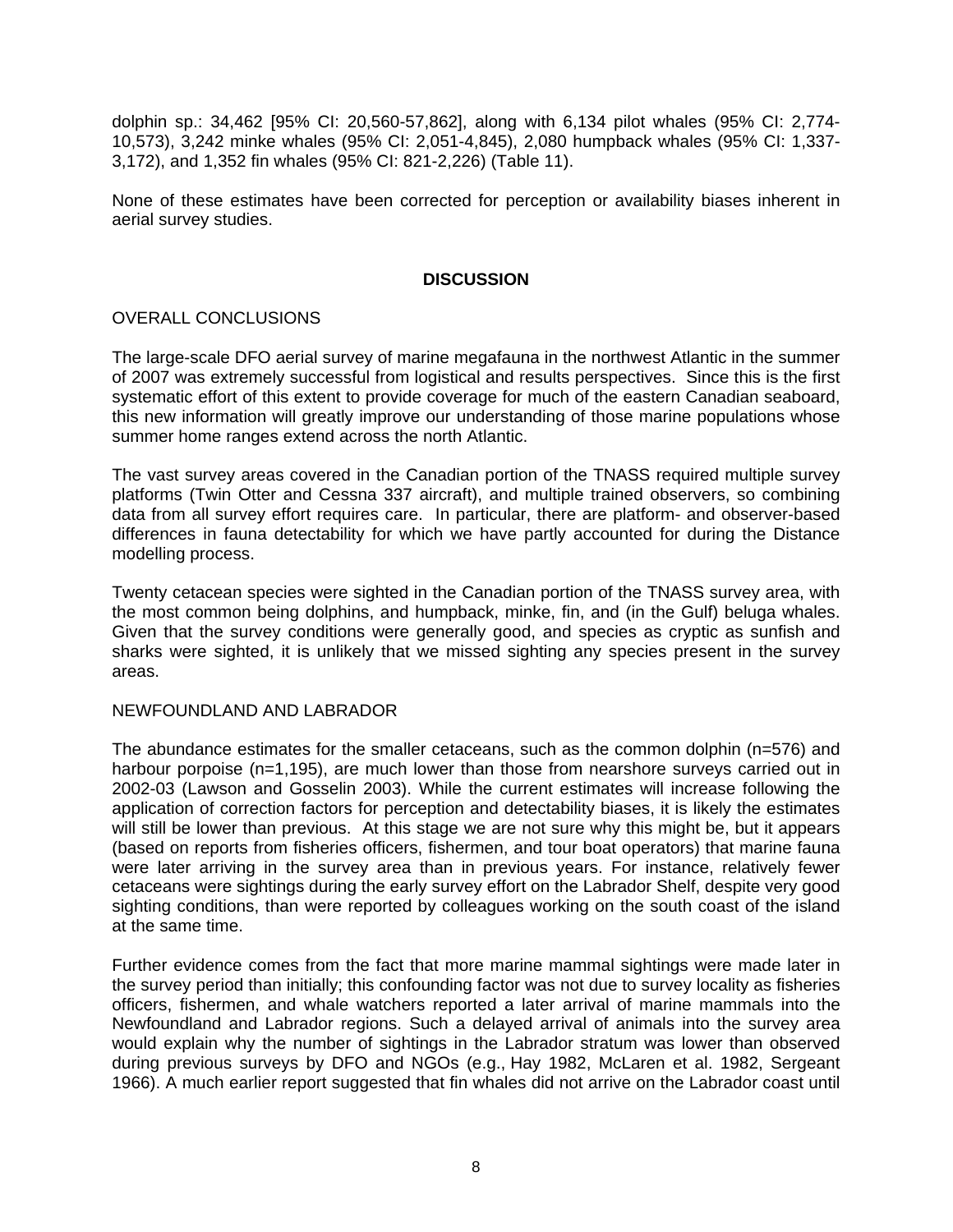dolphin sp.: 34,462 [95% CI: 20,560-57,862], along with 6,134 pilot whales (95% CI: 2,774-10,573), 3,242 minke whales (95% CI: 2,051-4,845), 2,080 humpback whales (95% CI: 1,337-3,172), and 1,352 fin whales (95% CI: 821-2,226) (Table 11).

None of these estimates have been corrected for perception or availability biases inherent in aerial survey studies.

## DISCUSSION

### OVERALL CONCLUSIONS

The large-scale DFO aerial survey of marine megafauna in the northwest Atlantic in the summer of 2007 was extremely successful from logistical and results perspectives. Since this is the first systematic effort of this extent to provide coverage for much of the eastern Canadian seaboard, this new information will greatly improve our understanding of those marine populations whose summer home ranges extend across the north Atlantic.

The vast survey areas covered in the Canadian portion of the TNASS required multiple survey platforms (Twin Otter and Cessna 337 aircraft), and multiple trained observers, so combining data from all survey effort requires care. In particular, there are platform- and observer-based differences in fauna detectability for which we have partly accounted for during the Distance modelling process.

Twenty cetacean species were sighted in the Canadian portion of the TNASS survey area, with the most common being dolphins, and humpback, minke, fin, and (in the Gulf) beluga whales. Given that the survey conditions were generally good, and species as cryptic as sunfish and sharks were sighted, it is unlikely that we missed sighting any species present in the survey areas.

### NEWFOUNDLAND AND LABRADOR

The abundance estimates for the smaller cetaceans, such as the common dolphin (n=576) and harbour porpoise (n=1,195), are much lower than those from nearshore surveys carried out in 2002-03 (Lawson and Gosselin 2003). While the current estimates will increase following the application of correction factors for perception and detectability biases, it is likely the estimates will still be lower than previous. At this stage we are not sure why this might be, but it appears (based on reports from fisheries officers, fishermen, and tour boat operators) that marine fauna were later arriving in the survey area than in previous years. For instance, relatively fewer cetaceans were sightings during the early survey effort on the Labrador Shelf, despite very good sighting conditions, than were reported by colleagues working on the south coast of the island at the same time.

Further evidence comes from the fact that more marine mammal sightings were made later in the survey period than initially; this confounding factor was not due to survey locality as fisheries officers, fishermen, and whale watchers reported a later arrival of marine mammals into the Newfoundland and Labrador regions. Such a delayed arrival of animals into the survey area would explain why the number of sightings in the Labrador stratum was lower than observed during previous surveys by DFO and NGOs (e.g., Hay 1982, McLaren et al. 1982, Sergeant 1966). A much earlier report suggested that fin whales did not arrive on the Labrador coast until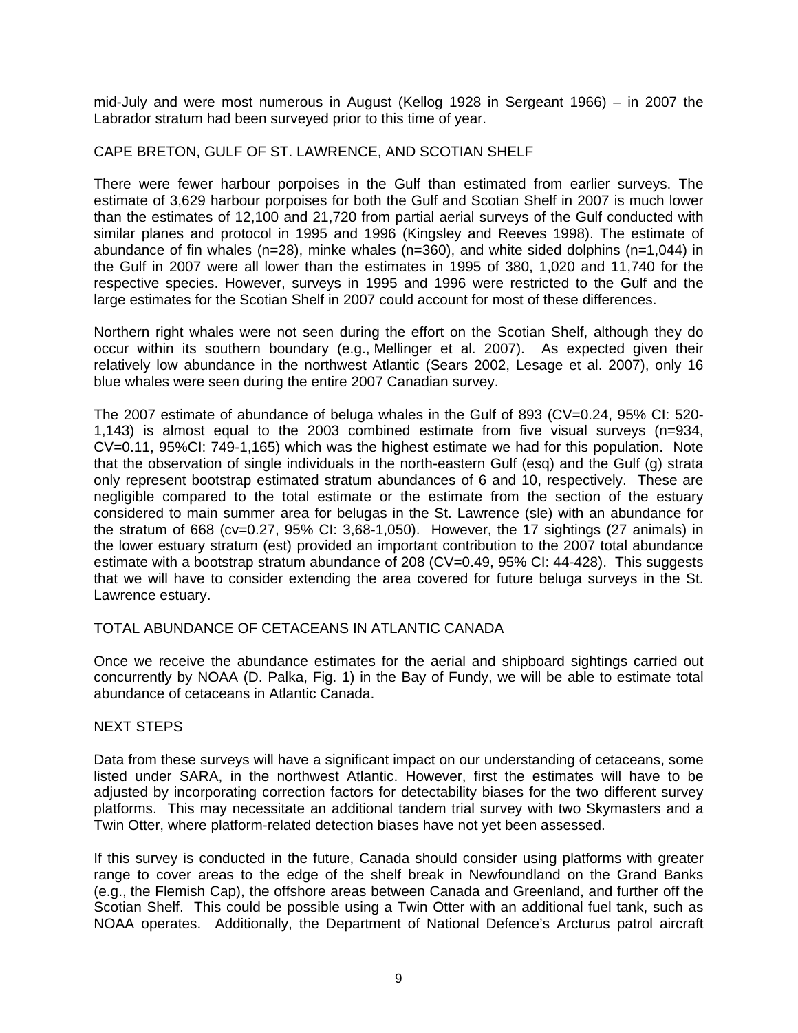mid-July and were most numerous in August (Kellog 1928 in Sergeant 1966) – in 2007 the Labrador stratum had been surveyed prior to this time of year.

## CAPE BRETON, GULF OF ST. LAWRENCE, AND SCOTIAN SHELF

There were fewer harbour porpoises in the Gulf than estimated from earlier surveys. The estimate of 3,629 harbour porpoises for both the Gulf and Scotian Shelf in 2007 is much lower than the estimates of 12,100 and 21,720 from partial aerial surveys of the Gulf conducted with similar planes and protocol in 1995 and 1996 (Kingsley and Reeves 1998). The estimate of abundance of fin whales (n=28), minke whales (n=360), and white sided dolphins (n=1,044) in the Gulf in 2007 were all lower than the estimates in 1995 of 380, 1,020 and 11,740 for the respective species. However, surveys in 1995 and 1996 were restricted to the Gulf and the large estimates for the Scotian Shelf in 2007 could account for most of these differences.

Northern right whales were not seen during the effort on the Scotian Shelf, although they do occur within its southern boundary (e.g., Mellinger et al. 2007). As expected given their relatively low abundance in the northwest Atlantic (Sears 2002, Lesage et al. 2007), only 16 blue whales were seen during the entire 2007 Canadian survey.

The 2007 estimate of abundance of beluga whales in the Gulf of 893 (CV=0.24, 95% CI: 520-1,143) is almost equal to the 2003 combined estimate from five visual surveys (n=934, CV=0.11, 95%CI: 749-1,165) which was the highest estimate we had for this population. Note that the observation of single individuals in the north-eastern Gulf (esq) and the Gulf (g) strata only represent bootstrap estimated stratum abundances of 6 and 10, respectively. These are negligible compared to the total estimate or the estimate from the section of the estuary considered to main summer area for belugas in the St. Lawrence (sle) with an abundance for the stratum of 668 (cv=0.27, 95% CI: 3,68-1,050). However, the 17 sightings (27 animals) in the lower estuary stratum (est) provided an important contribution to the 2007 total abundance estimate with a bootstrap stratum abundance of 208 (CV=0.49, 95% CI: 44-428). This suggests that we will have to consider extending the area covered for future beluga surveys in the St. Lawrence estuary.

## TOTAL ABUNDANCE OF CETACEANS IN ATLANTIC CANADA

Once we receive the abundance estimates for the aerial and shipboard sightings carried out concurrently by NOAA (D. Palka, Fig. 1) in the Bay of Fundy, we will be able to estimate total abundance of cetaceans in Atlantic Canada.

## NEXT STEPS

Data from these surveys will have a significant impact on our understanding of cetaceans, some listed under SARA, in the northwest Atlantic. However, first the estimates will have to be adjusted by incorporating correction factors for detectability biases for the two different survey platforms. This may necessitate an additional tandem trial survey with two Skymasters and a Twin Otter, where platform-related detection biases have not yet been assessed.

If this survey is conducted in the future, Canada should consider using platforms with greater range to cover areas to the edge of the shelf break in Newfoundland on the Grand Banks (e.g., the Flemish Cap), the offshore areas between Canada and Greenland, and further off the Scotian Shelf. This could be possible using a Twin Otter with an additional fuel tank, such as NOAA operates. Additionally, the Department of National Defence's Arcturus patrol aircraft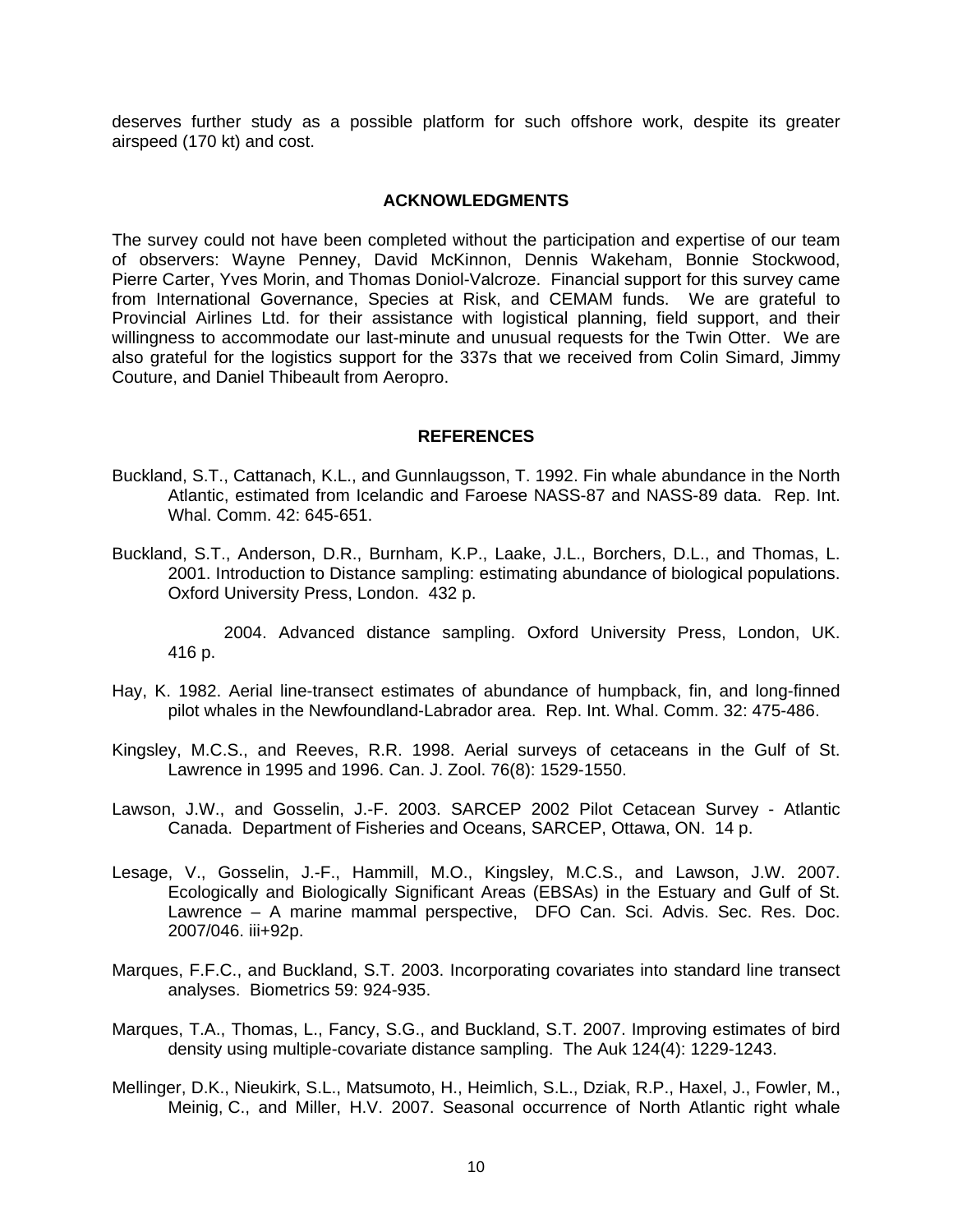deserves further study as a possible platform for such offshore work, despite its greater airspeed (170 kt) and cost.

## ACKNOWLEDGMENTS

The survey could not have been completed without the participation and expertise of our team of observers: Wayne Penney, David McKinnon, Dennis Wakeham, Bonnie Stockwood, Pierre Carter, Yves Morin, and Thomas Doniol-Valcroze. Financial support for this survey came from International Governance, Species at Risk, and CEMAM funds. We are grateful to Provincial Airlines Ltd. for their assistance with logistical planning, field support, and their willingness to accommodate our last-minute and unusual requests for the Twin Otter. We are also grateful for the logistics support for the 337s that we received from Colin Simard, Jimmy Couture, and Daniel Thibeault from Aeropro.

## REFERENCES

Buckland, S.T., Cattanach, K.L., and Gunnlaugsson, T. 1992. Fin whale abundance in the North Atlantic, estimated from Icelandic and Faroese NASS-87 and NASS-89 data. Rep. Int. Whal. Comm. 42: 645-651.

Buckland, S.T., Anderson, D.R., Burnham, K.P., Laake, J.L., Borchers, D.L., and Thomas, L. 2001. Introduction to Distance sampling: estimating abundance of biological populations. Oxford University Press, London. 432 p.

2004. Advanced distance sampling. Oxford University Press, London, UK. 416 p.

Hay, K. 1982. Aerial line-transect estimates of abundance of humpback, fin, and long-finned pilot whales in the Newfoundland-Labrador area. Rep. Int. Whal. Comm. 32: 475-486.

Kingsley, M.C.S., and Reeves, R.R. 1998. Aerial surveys of cetaceans in the Gulf of St. Lawrence in 1995 and 1996. Can. J. Zool. 76(8): 1529-1550.

Lawson, J.W., and Gosselin, J.-F. 2003. SARCEP 2002 Pilot Cetacean Survey - Atlantic Canada. Department of Fisheries and Oceans, SARCEP, Ottawa, ON. 14 p.

Lesage, V., Gosselin, J.-F., Hammill, M.O., Kingsley, M.C.S., and Lawson, J.W. 2007. Ecologically and Biologically Significant Areas (EBSAs) in the Estuary and Gulf of St. Lawrence – A marine mammal perspective, DFO Can. Sci. Advis. Sec. Res. Doc. 2007/046. iii+92p.

Marques, F.F.C., and Buckland, S.T. 2003. Incorporating covariates into standard line transect analyses. Biometrics 59: 924-935.

Marques, T.A., Thomas, L., Fancy, S.G., and Buckland, S.T. 2007. Improving estimates of bird density using multiple-covariate distance sampling. The Auk 124(4): 1229-1243.

Mellinger, D.K., Nieukirk, S.L., Matsumoto, H., Heimlich, S.L., Dziak, R.P., Haxel, J., Fowler, M., Meinig, C., and Miller, H.V. 2007. Seasonal occurrence of North Atlantic right whale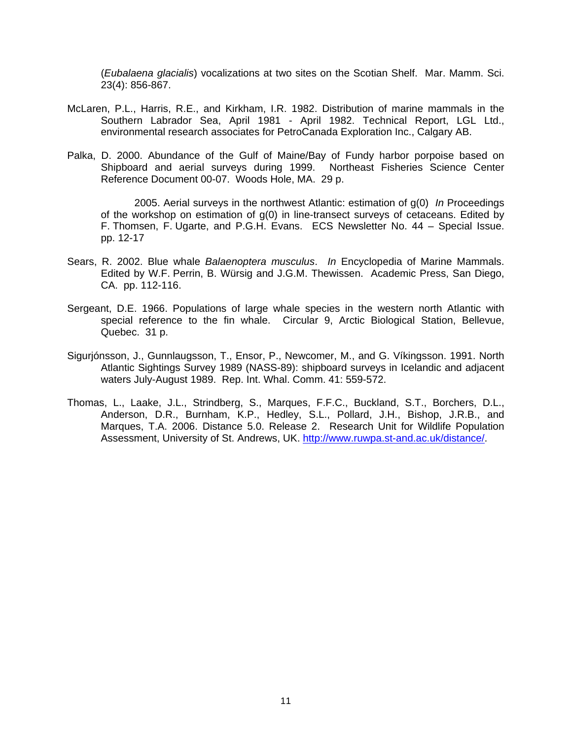(*Eubalaena glacialis*) vocalizations at two sites on the Scotian Shelf. Mar. Mamm. Sci. 23(4): 856-867.

McLaren, P.L., Harris, R.E., and Kirkham, I.R. 1982. Distribution of marine mammals in the Southern Labrador Sea, April 1981 - April 1982. Technical Report, LGL Ltd., environmental research associates for PetroCanada Exploration Inc., Calgary AB.

Palka, D. 2000. Abundance of the Gulf of Maine/Bay of Fundy harbor porpoise based on Shipboard and aerial surveys during 1999. Northeast Fisheries Science Center Reference Document 00-07. Woods Hole, MA. 29 p.

2005. Aerial surveys in the northwest Atlantic: estimation of g(0) *In* Proceedings of the workshop on estimation of g(0) in line-transect surveys of cetaceans. Edited by F. Thomsen, F. Ugarte, and P.G.H. Evans. ECS Newsletter No. 44 – Special Issue. pp. 12-17

Sears, R. 2002. Blue whale *Balaenoptera musculus*. *In* Encyclopedia of Marine Mammals. Edited by W.F. Perrin, B. Würsig and J.G.M. Thewissen. Academic Press, San Diego, CA. pp. 112-116.

Sergeant, D.E. 1966. Populations of large whale species in the western north Atlantic with special reference to the fin whale. Circular 9, Arctic Biological Station, Bellevue, Quebec. 31 p.

Sigurjónsson, J., Gunnlaugsson, T., Ensor, P., Newcomer, M., and G. Víkingsson. 1991. North Atlantic Sightings Survey 1989 (NASS-89): shipboard surveys in Icelandic and adjacent waters July-August 1989. Rep. Int. Whal. Comm. 41: 559-572.

Thomas, L., Laake, J.L., Strindberg, S., Marques, F.F.C., Buckland, S.T., Borchers, D.L., Anderson, D.R., Burnham, K.P., Hedley, S.L., Pollard, J.H., Bishop, J.R.B., and Marques, T.A. 2006. Distance 5.0. Release 2. Research Unit for Wildlife Population Assessment, University of St. Andrews, UK. http://www.ruwpa.st-and.ac.uk/distance/.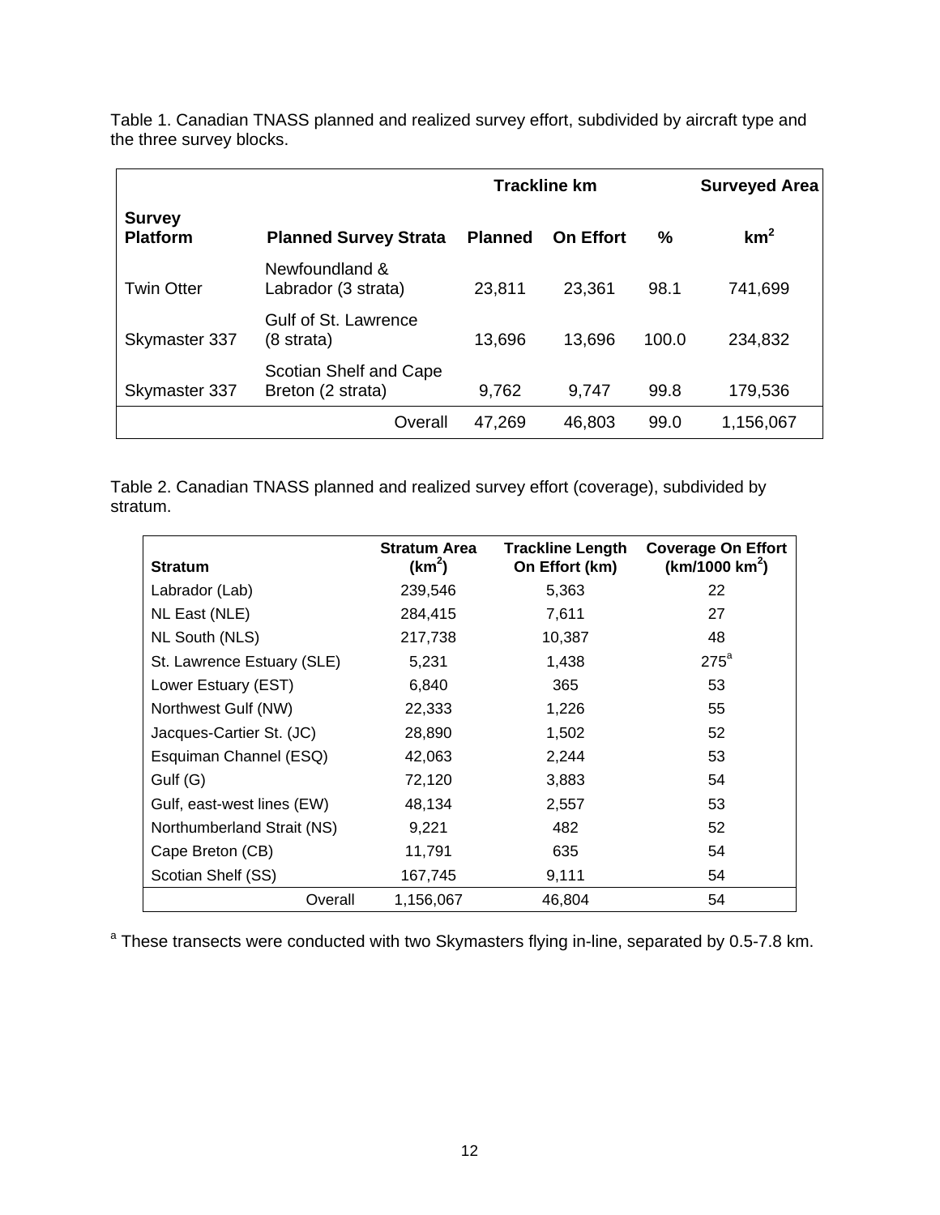Table 1. Canadian TNASS planned and realized survey effort, subdivided by aircraft type and the three survey blocks.

| | | Trackline km | | | Surveyed Area |
|---|---|---|---|---|---|
| **Survey Platform** | **Planned Survey Strata** | **Planned** | **On Effort** | **%** | **km²** |
| Twin Otter | Newfoundland & Labrador (3 strata) | 23,811 | 23,361 | 98.1 | 741,699 |
| Skymaster 337 | Gulf of St. Lawrence (8 strata) | 13,696 | 13,696 | 100.0 | 234,832 |
| Skymaster 337 | Scotian Shelf and Cape Breton (2 strata) | 9,762 | 9,747 | 99.8 | 179,536 |
| | Overall | 47,269 | 46,803 | 99.0 | 1,156,067 |

Table 2. Canadian TNASS planned and realized survey effort (coverage), subdivided by stratum.

| Stratum | Stratum Area (km²) | Trackline Length On Effort (km) | Coverage On Effort (km/1000 km²) |
|---|---|---|---|
| Labrador (Lab) | 239,546 | 5,363 | 22 |
| NL East (NLE) | 284,415 | 7,611 | 27 |
| NL South (NLS) | 217,738 | 10,387 | 48 |
| St. Lawrence Estuary (SLE) | 5,231 | 1,438 | 275[a] |
| Lower Estuary (EST) | 6,840 | 365 | 53 |
| Northwest Gulf (NW) | 22,333 | 1,226 | 55 |
| Jacques-Cartier St. (JC) | 28,890 | 1,502 | 52 |
| Esquiman Channel (ESQ) | 42,063 | 2,244 | 53 |
| Gulf (G) | 72,120 | 3,883 | 54 |
| Gulf, east-west lines (EW) | 48,134 | 2,557 | 53 |
| Northumberland Strait (NS) | 9,221 | 482 | 52 |
| Cape Breton (CB) | 11,791 | 635 | 54 |
| Scotian Shelf (SS) | 167,745 | 9,111 | 54 |
| Overall | 1,156,067 | 46,804 | 54 |

[a] These transects were conducted with two Skymasters flying in-line, separated by 0.5-7.8 km.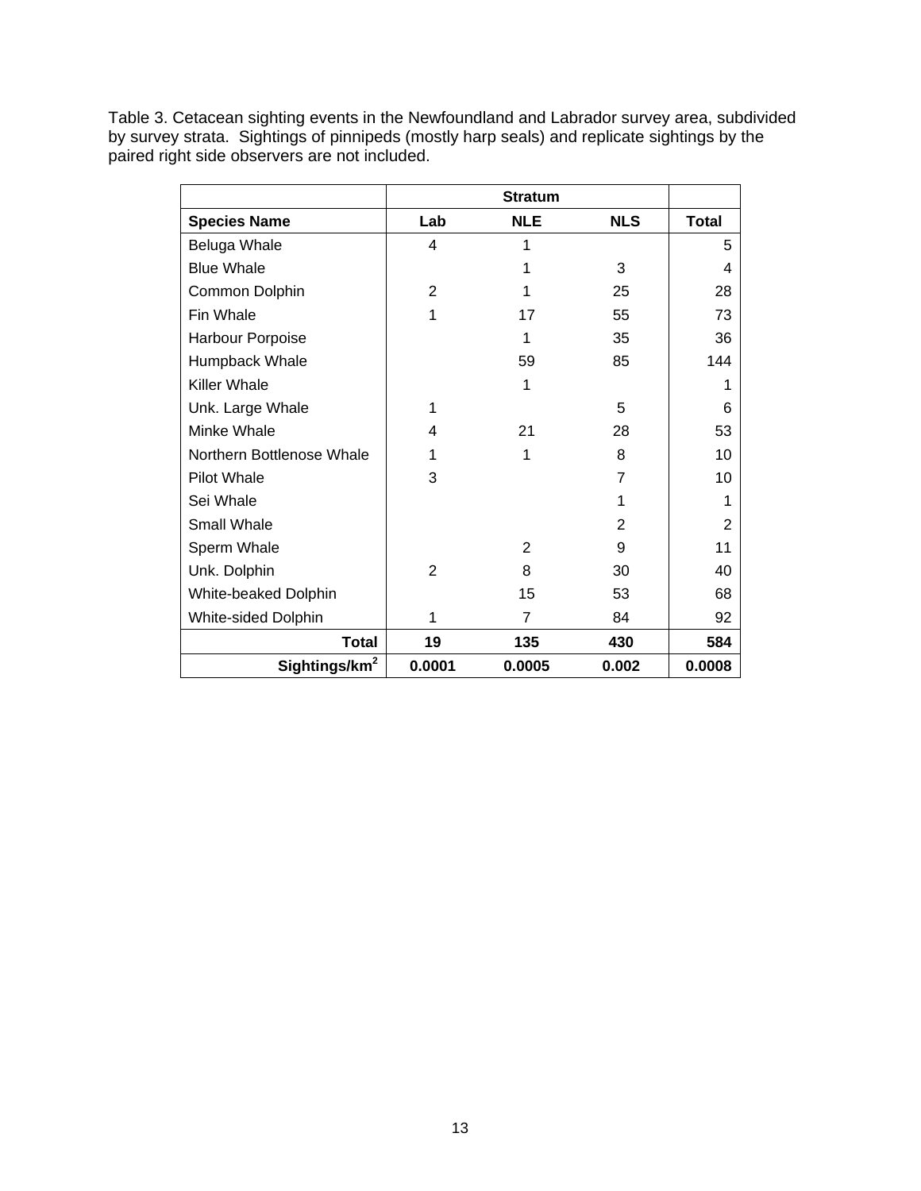Table 3. Cetacean sighting events in the Newfoundland and Labrador survey area, subdivided by survey strata. Sightings of pinnipeds (mostly harp seals) and replicate sightings by the paired right side observers are not included.

| | Stratum | | | |
|---|---|---|---|---|
| **Species Name** | **Lab** | **NLE** | **NLS** | **Total** |
| Beluga Whale | 4 | 1 | | 5 |
| Blue Whale | | 1 | 3 | 4 |
| Common Dolphin | 2 | 1 | 25 | 28 |
| Fin Whale | 1 | 17 | 55 | 73 |
| Harbour Porpoise | | 1 | 35 | 36 |
| Humpback Whale | | 59 | 85 | 144 |
| Killer Whale | | 1 | | 1 |
| Unk. Large Whale | 1 | | 5 | 6 |
| Minke Whale | 4 | 21 | 28 | 53 |
| Northern Bottlenose Whale | 1 | 1 | 8 | 10 |
| Pilot Whale | 3 | | 7 | 10 |
| Sei Whale | | | 1 | 1 |
| Small Whale | | | 2 | 2 |
| Sperm Whale | | 2 | 9 | 11 |
| Unk. Dolphin | 2 | 8 | 30 | 40 |
| White-beaked Dolphin | | 15 | 53 | 68 |
| White-sided Dolphin | 1 | 7 | 84 | 92 |
| **Total** | **19** | **135** | **430** | **584** |
| **Sightings/km$^2$** | **0.0001** | **0.0005** | **0.002** | **0.0008** |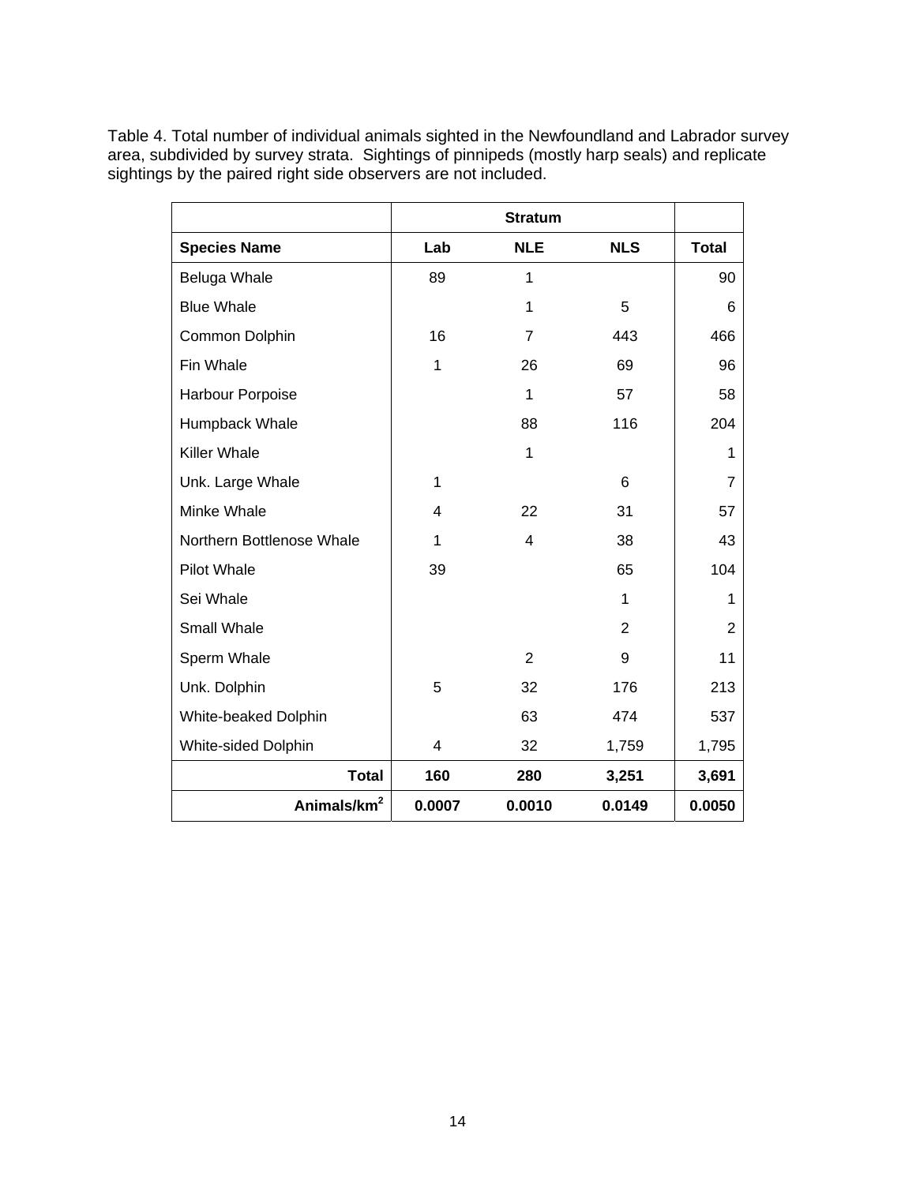Table 4. Total number of individual animals sighted in the Newfoundland and Labrador survey area, subdivided by survey strata. Sightings of pinnipeds (mostly harp seals) and replicate sightings by the paired right side observers are not included.

| | Stratum | | | |
|---|---|---|---|---|
| **Species Name** | **Lab** | **NLE** | **NLS** | **Total** |
| Beluga Whale | 89 | 1 | | 90 |
| Blue Whale | | 1 | 5 | 6 |
| Common Dolphin | 16 | 7 | 443 | 466 |
| Fin Whale | 1 | 26 | 69 | 96 |
| Harbour Porpoise | | 1 | 57 | 58 |
| Humpback Whale | | 88 | 116 | 204 |
| Killer Whale | | 1 | | 1 |
| Unk. Large Whale | 1 | | 6 | 7 |
| Minke Whale | 4 | 22 | 31 | 57 |
| Northern Bottlenose Whale | 1 | 4 | 38 | 43 |
| Pilot Whale | 39 | | 65 | 104 |
| Sei Whale | | | 1 | 1 |
| Small Whale | | | 2 | 2 |
| Sperm Whale | | 2 | 9 | 11 |
| Unk. Dolphin | 5 | 32 | 176 | 213 |
| White-beaked Dolphin | | 63 | 474 | 537 |
| White-sided Dolphin | 4 | 32 | 1,759 | 1,795 |
| **Total** | **160** | **280** | **3,251** | **3,691** |
| **Animals/km$^2$** | **0.0007** | **0.0010** | **0.0149** | **0.0050** |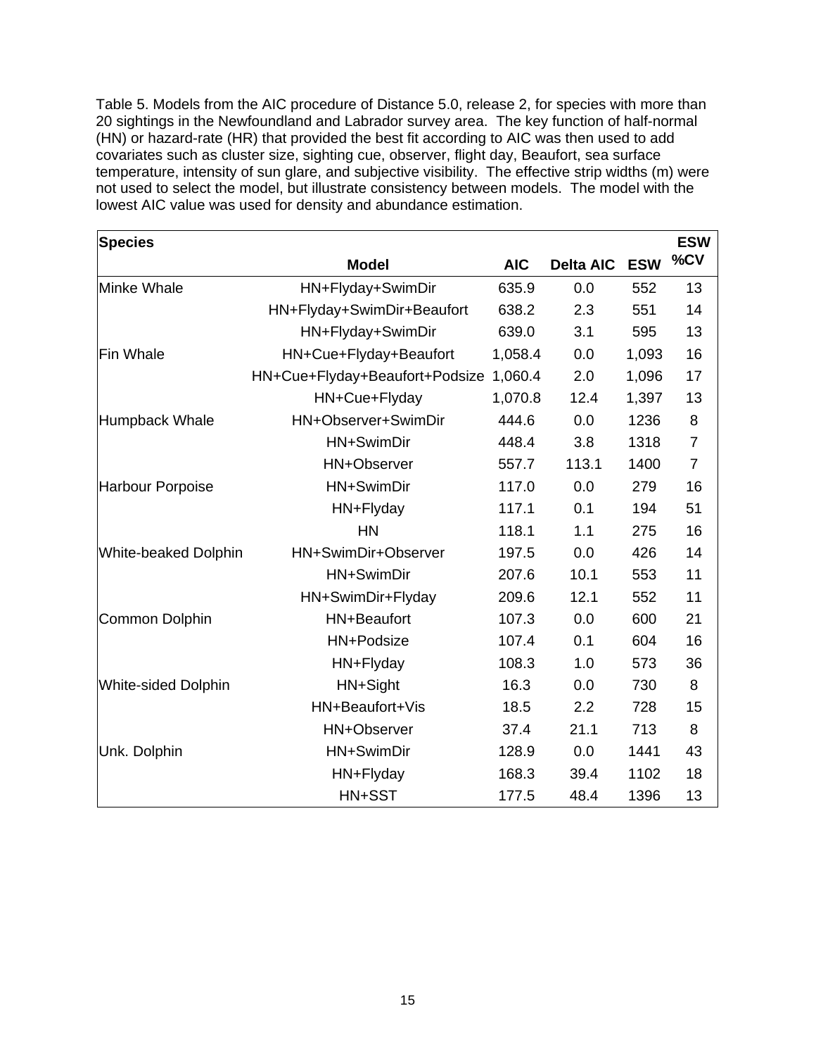Table 5. Models from the AIC procedure of Distance 5.0, release 2, for species with more than 20 sightings in the Newfoundland and Labrador survey area. The key function of half-normal (HN) or hazard-rate (HR) that provided the best fit according to AIC was then used to add covariates such as cluster size, sighting cue, observer, flight day, Beaufort, sea surface temperature, intensity of sun glare, and subjective visibility. The effective strip widths (m) were not used to select the model, but illustrate consistency between models. The model with the lowest AIC value was used for density and abundance estimation.

| Species | Model | AIC | Delta AIC | ESW | ESW %CV |
|---|---|---|---|---|---|
| Minke Whale | HN+Flyday+SwimDir | 635.9 | 0.0 | 552 | 13 |
| | HN+Flyday+SwimDir+Beaufort | 638.2 | 2.3 | 551 | 14 |
| | HN+Flyday+SwimDir | 639.0 | 3.1 | 595 | 13 |
| Fin Whale | HN+Cue+Flyday+Beaufort | 1,058.4 | 0.0 | 1,093 | 16 |
| | HN+Cue+Flyday+Beaufort+Podsize | 1,060.4 | 2.0 | 1,096 | 17 |
| | HN+Cue+Flyday | 1,070.8 | 12.4 | 1,397 | 13 |
| Humpback Whale | HN+Observer+SwimDir | 444.6 | 0.0 | 1236 | 8 |
| | HN+SwimDir | 448.4 | 3.8 | 1318 | 7 |
| | HN+Observer | 557.7 | 113.1 | 1400 | 7 |
| Harbour Porpoise | HN+SwimDir | 117.0 | 0.0 | 279 | 16 |
| | HN+Flyday | 117.1 | 0.1 | 194 | 51 |
| | HN | 118.1 | 1.1 | 275 | 16 |
| White-beaked Dolphin | HN+SwimDir+Observer | 197.5 | 0.0 | 426 | 14 |
| | HN+SwimDir | 207.6 | 10.1 | 553 | 11 |
| | HN+SwimDir+Flyday | 209.6 | 12.1 | 552 | 11 |
| Common Dolphin | HN+Beaufort | 107.3 | 0.0 | 600 | 21 |
| | HN+Podsize | 107.4 | 0.1 | 604 | 16 |
| | HN+Flyday | 108.3 | 1.0 | 573 | 36 |
| White-sided Dolphin | HN+Sight | 16.3 | 0.0 | 730 | 8 |
| | HN+Beaufort+Vis | 18.5 | 2.2 | 728 | 15 |
| | HN+Observer | 37.4 | 21.1 | 713 | 8 |
| Unk. Dolphin | HN+SwimDir | 128.9 | 0.0 | 1441 | 43 |
| | HN+Flyday | 168.3 | 39.4 | 1102 | 18 |
| | HN+SST | 177.5 | 48.4 | 1396 | 13 |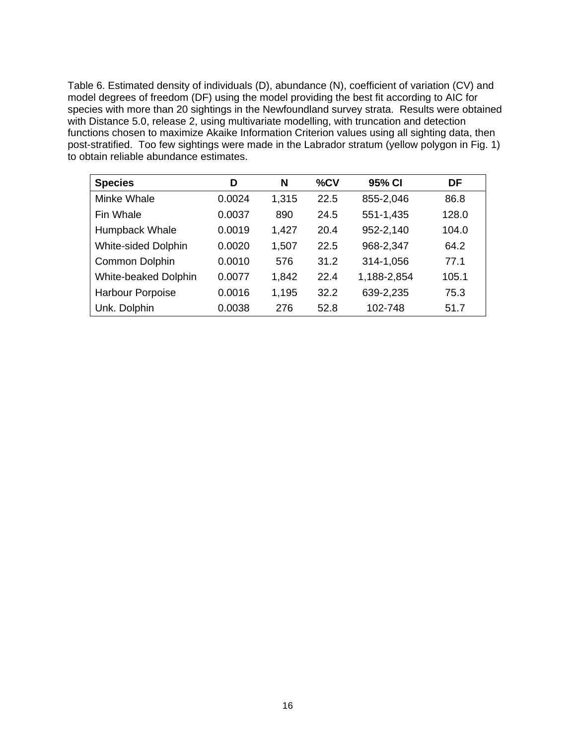Table 6. Estimated density of individuals (D), abundance (N), coefficient of variation (CV) and model degrees of freedom (DF) using the model providing the best fit according to AIC for species with more than 20 sightings in the Newfoundland survey strata. Results were obtained with Distance 5.0, release 2, using multivariate modelling, with truncation and detection functions chosen to maximize Akaike Information Criterion values using all sighting data, then post-stratified. Too few sightings were made in the Labrador stratum (yellow polygon in Fig. 1) to obtain reliable abundance estimates.

| Species | D | N | %CV | 95% CI | DF |
|---|---|---|---|---|---|
| Minke Whale | 0.0024 | 1,315 | 22.5 | 855-2,046 | 86.8 |
| Fin Whale | 0.0037 | 890 | 24.5 | 551-1,435 | 128.0 |
| Humpback Whale | 0.0019 | 1,427 | 20.4 | 952-2,140 | 104.0 |
| White-sided Dolphin | 0.0020 | 1,507 | 22.5 | 968-2,347 | 64.2 |
| Common Dolphin | 0.0010 | 576 | 31.2 | 314-1,056 | 77.1 |
| White-beaked Dolphin | 0.0077 | 1,842 | 22.4 | 1,188-2,854 | 105.1 |
| Harbour Porpoise | 0.0016 | 1,195 | 32.2 | 639-2,235 | 75.3 |
| Unk. Dolphin | 0.0038 | 276 | 52.8 | 102-748 | 51.7 |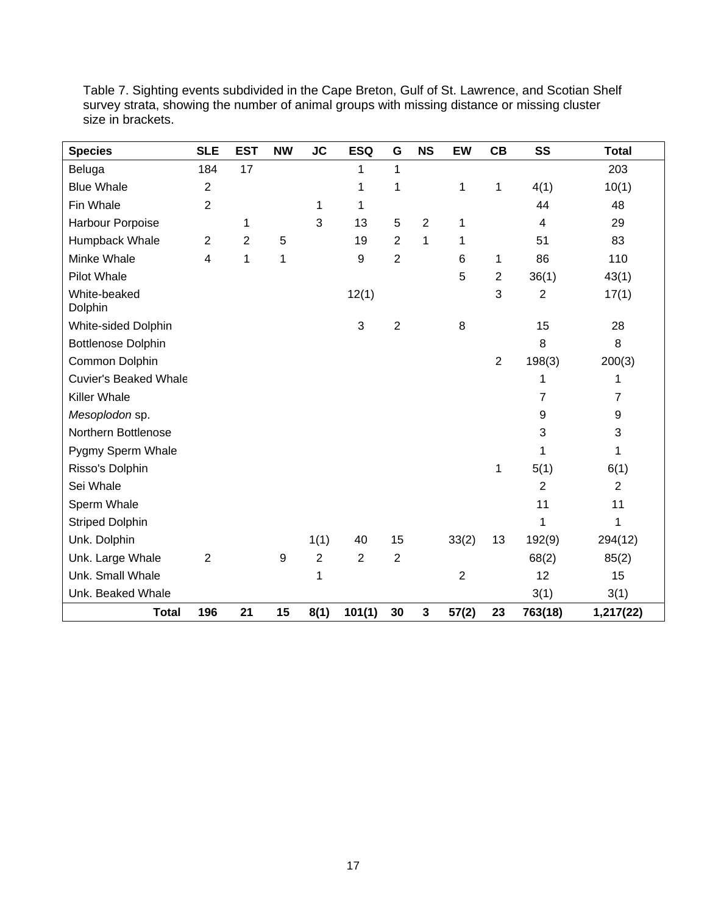Table 7. Sighting events subdivided in the Cape Breton, Gulf of St. Lawrence, and Scotian Shelf survey strata, showing the number of animal groups with missing distance or missing cluster size in brackets.

| Species | SLE | EST | NW | JC | ESQ | G | NS | EW | CB | SS | Total |
|---|---|---|---|---|---|---|---|---|---|---|---|
| Beluga | 184 | 17 | | | 1 | 1 | | | | | 203 |
| Blue Whale | 2 | | | | 1 | 1 | | 1 | 1 | 4(1) | 10(1) |
| Fin Whale | 2 | | | 1 | 1 | | | | | 44 | 48 |
| Harbour Porpoise | | 1 | | 3 | 13 | 5 | 2 | 1 | | 4 | 29 |
| Humpback Whale | 2 | 2 | 5 | | 19 | 2 | 1 | 1 | | 51 | 83 |
| Minke Whale | 4 | 1 | 1 | | 9 | 2 | | 6 | 1 | 86 | 110 |
| Pilot Whale | | | | | | | | 5 | 2 | 36(1) | 43(1) |
| White-beaked Dolphin | | | | | 12(1) | | | | 3 | 2 | 17(1) |
| White-sided Dolphin | | | | | 3 | 2 | | 8 | | 15 | 28 |
| Bottlenose Dolphin | | | | | | | | | | 8 | 8 |
| Common Dolphin | | | | | | | | | 2 | 198(3) | 200(3) |
| Cuvier's Beaked Whale | | | | | | | | | | 1 | 1 |
| Killer Whale | | | | | | | | | | 7 | 7 |
| *Mesoplodon* sp. | | | | | | | | | | 9 | 9 |
| Northern Bottlenose | | | | | | | | | | 3 | 3 |
| Pygmy Sperm Whale | | | | | | | | | | 1 | 1 |
| Risso's Dolphin | | | | | | | | | 1 | 5(1) | 6(1) |
| Sei Whale | | | | | | | | | | 2 | 2 |
| Sperm Whale | | | | | | | | | | 11 | 11 |
| Striped Dolphin | | | | | | | | | | 1 | 1 |
| Unk. Dolphin | | | | 1(1) | 40 | 15 | | 33(2) | 13 | 192(9) | 294(12) |
| Unk. Large Whale | 2 | | 9 | 2 | 2 | 2 | | | | 68(2) | 85(2) |
| Unk. Small Whale | | | | 1 | | | | 2 | | 12 | 15 |
| Unk. Beaked Whale | | | | | | | | | | 3(1) | 3(1) |
| **Total** | **196** | **21** | **15** | **8(1)** | **101(1)** | **30** | **3** | **57(2)** | **23** | **763(18)** | **1,217(22)** |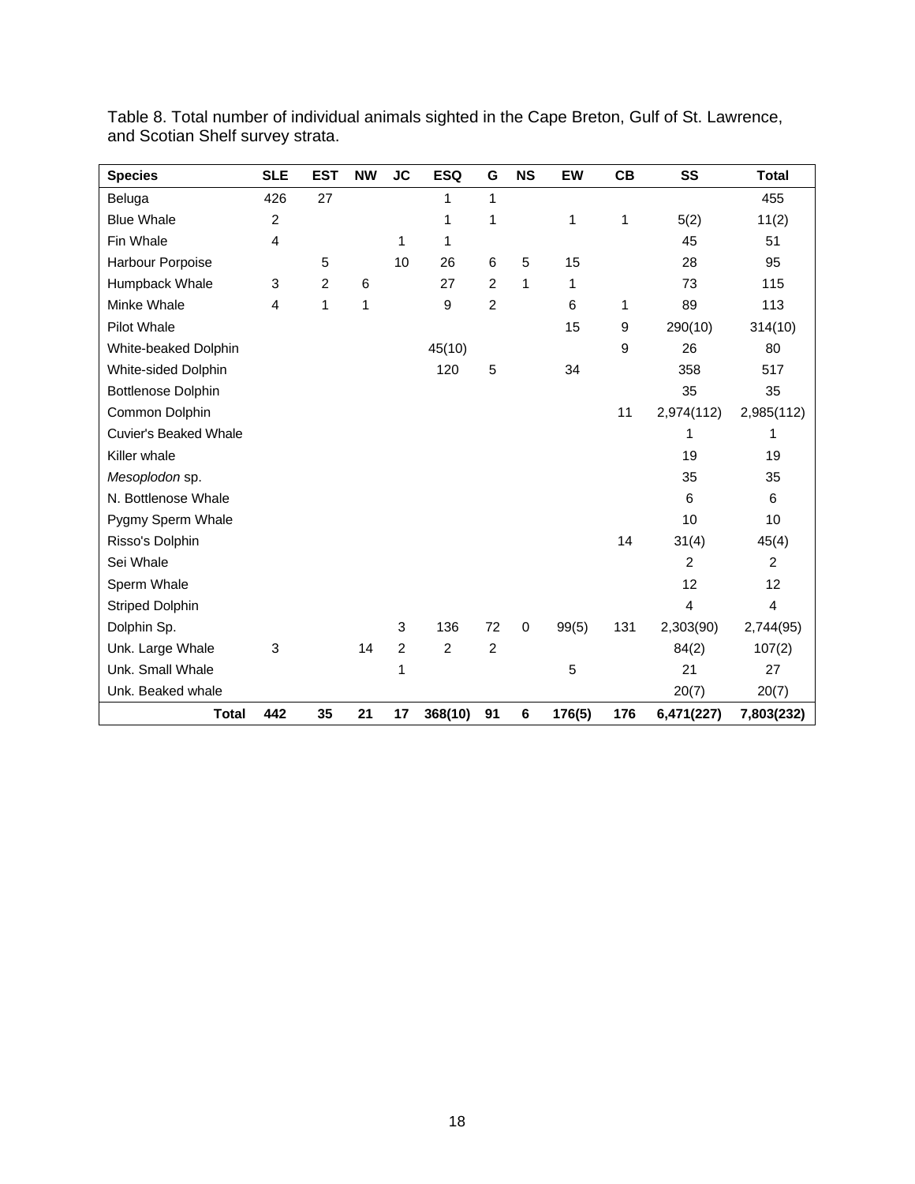Table 8. Total number of individual animals sighted in the Cape Breton, Gulf of St. Lawrence, and Scotian Shelf survey strata.

| Species | SLE | EST | NW | JC | ESQ | G | NS | EW | CB | SS | Total |
|---|---|---|---|---|---|---|---|---|---|---|---|
| Beluga | 426 | 27 | | | 1 | 1 | | | | | 455 |
| Blue Whale | 2 | | | | 1 | 1 | | 1 | 1 | 5(2) | 11(2) |
| Fin Whale | 4 | | | 1 | 1 | | | | | 45 | 51 |
| Harbour Porpoise | | 5 | | 10 | 26 | 6 | 5 | 15 | | 28 | 95 |
| Humpback Whale | 3 | 2 | 6 | | 27 | 2 | 1 | 1 | | 73 | 115 |
| Minke Whale | 4 | 1 | 1 | | 9 | 2 | | 6 | 1 | 89 | 113 |
| Pilot Whale | | | | | | | | 15 | 9 | 290(10) | 314(10) |
| White-beaked Dolphin | | | | | 45(10) | | | | 9 | 26 | 80 |
| White-sided Dolphin | | | | | 120 | 5 | | 34 | | 358 | 517 |
| Bottlenose Dolphin | | | | | | | | | | 35 | 35 |
| Common Dolphin | | | | | | | | | 11 | 2,974(112) | 2,985(112) |
| Cuvier's Beaked Whale | | | | | | | | | | 1 | 1 |
| Killer whale | | | | | | | | | | 19 | 19 |
| *Mesoplodon* sp. | | | | | | | | | | 35 | 35 |
| N. Bottlenose Whale | | | | | | | | | | 6 | 6 |
| Pygmy Sperm Whale | | | | | | | | | | 10 | 10 |
| Risso's Dolphin | | | | | | | | | 14 | 31(4) | 45(4) |
| Sei Whale | | | | | | | | | | 2 | 2 |
| Sperm Whale | | | | | | | | | | 12 | 12 |
| Striped Dolphin | | | | | | | | | | 4 | 4 |
| Dolphin Sp. | | | | 3 | 136 | 72 | 0 | 99(5) | 131 | 2,303(90) | 2,744(95) |
| Unk. Large Whale | 3 | | 14 | 2 | 2 | 2 | | | | 84(2) | 107(2) |
| Unk. Small Whale | | | | 1 | | | | 5 | | 21 | 27 |
| Unk. Beaked whale | | | | | | | | | | 20(7) | 20(7) |
| **Total** | **442** | **35** | **21** | **17** | **368(10)** | **91** | **6** | **176(5)** | **176** | **6,471(227)** | **7,803(232)** |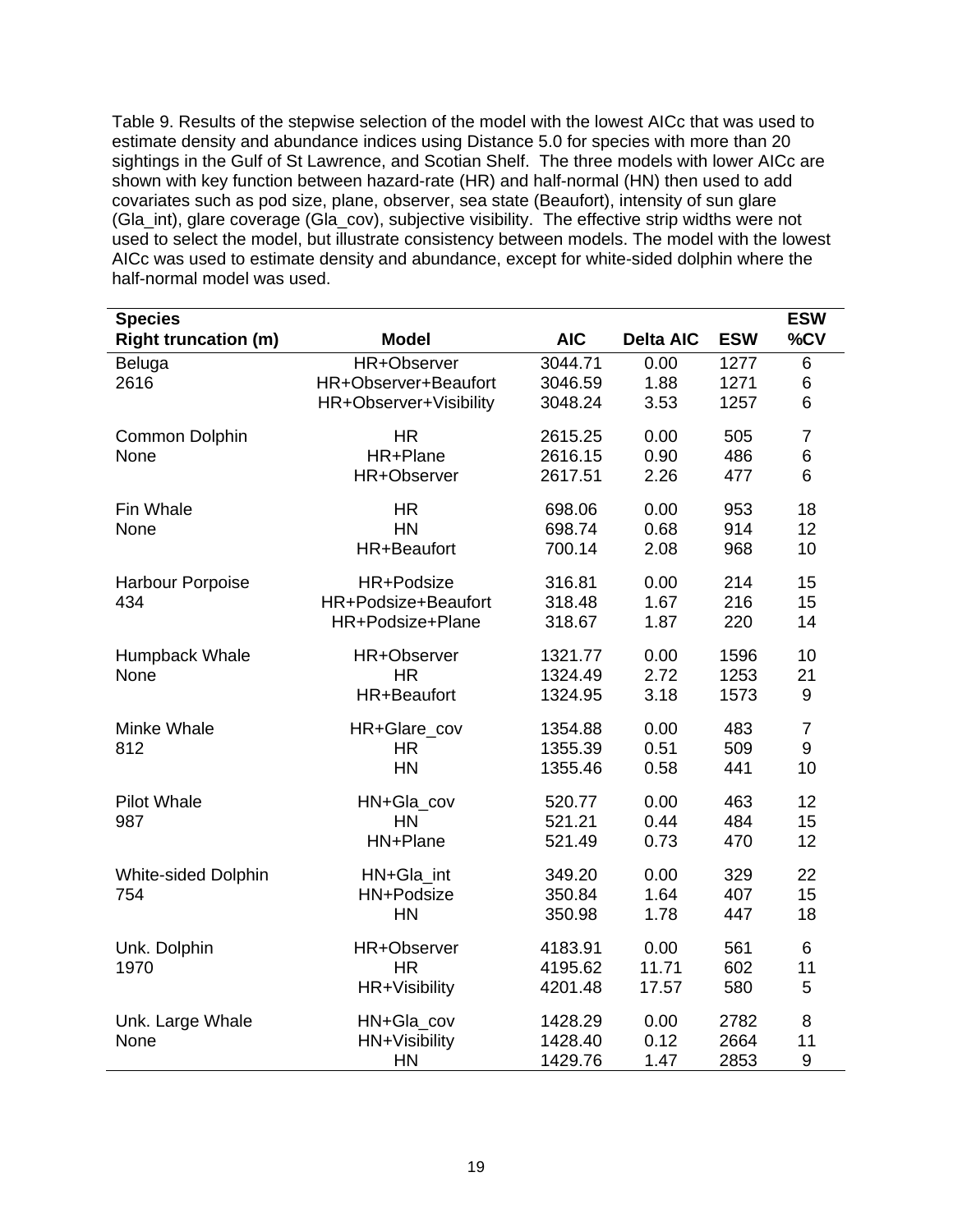Table 9. Results of the stepwise selection of the model with the lowest AICc that was used to estimate density and abundance indices using Distance 5.0 for species with more than 20 sightings in the Gulf of St Lawrence, and Scotian Shelf. The three models with lower AICc are shown with key function between hazard-rate (HR) and half-normal (HN) then used to add covariates such as pod size, plane, observer, sea state (Beaufort), intensity of sun glare (Gla_int), glare coverage (Gla_cov), subjective visibility. The effective strip widths were not used to select the model, but illustrate consistency between models. The model with the lowest AICc was used to estimate density and abundance, except for white-sided dolphin where the half-normal model was used.

| Species<br>Right truncation (m) | Model | AIC | Delta AIC | ESW | ESW<br>%CV |
|---|---|---|---|---|---|
| Beluga | HR+Observer | 3044.71 | 0.00 | 1277 | 6 |
| 2616 | HR+Observer+Beaufort | 3046.59 | 1.88 | 1271 | 6 |
| | HR+Observer+Visibility | 3048.24 | 3.53 | 1257 | 6 |
| Common Dolphin | HR | 2615.25 | 0.00 | 505 | 7 |
| None | HR+Plane | 2616.15 | 0.90 | 486 | 6 |
| | HR+Observer | 2617.51 | 2.26 | 477 | 6 |
| Fin Whale | HR | 698.06 | 0.00 | 953 | 18 |
| None | HN | 698.74 | 0.68 | 914 | 12 |
| | HR+Beaufort | 700.14 | 2.08 | 968 | 10 |
| Harbour Porpoise | HR+Podsize | 316.81 | 0.00 | 214 | 15 |
| 434 | HR+Podsize+Beaufort | 318.48 | 1.67 | 216 | 15 |
| | HR+Podsize+Plane | 318.67 | 1.87 | 220 | 14 |
| Humpback Whale | HR+Observer | 1321.77 | 0.00 | 1596 | 10 |
| None | HR | 1324.49 | 2.72 | 1253 | 21 |
| | HR+Beaufort | 1324.95 | 3.18 | 1573 | 9 |
| Minke Whale | HR+Glare_cov | 1354.88 | 0.00 | 483 | 7 |
| 812 | HR | 1355.39 | 0.51 | 509 | 9 |
| | HN | 1355.46 | 0.58 | 441 | 10 |
| Pilot Whale | HN+Gla_cov | 520.77 | 0.00 | 463 | 12 |
| 987 | HN | 521.21 | 0.44 | 484 | 15 |
| | HN+Plane | 521.49 | 0.73 | 470 | 12 |
| White-sided Dolphin | HN+Gla_int | 349.20 | 0.00 | 329 | 22 |
| 754 | HN+Podsize | 350.84 | 1.64 | 407 | 15 |
| | HN | 350.98 | 1.78 | 447 | 18 |
| Unk. Dolphin | HR+Observer | 4183.91 | 0.00 | 561 | 6 |
| 1970 | HR | 4195.62 | 11.71 | 602 | 11 |
| | HR+Visibility | 4201.48 | 17.57 | 580 | 5 |
| Unk. Large Whale | HN+Gla_cov | 1428.29 | 0.00 | 2782 | 8 |
| None | HN+Visibility | 1428.40 | 0.12 | 2664 | 11 |
| | HN | 1429.76 | 1.47 | 2853 | 9 |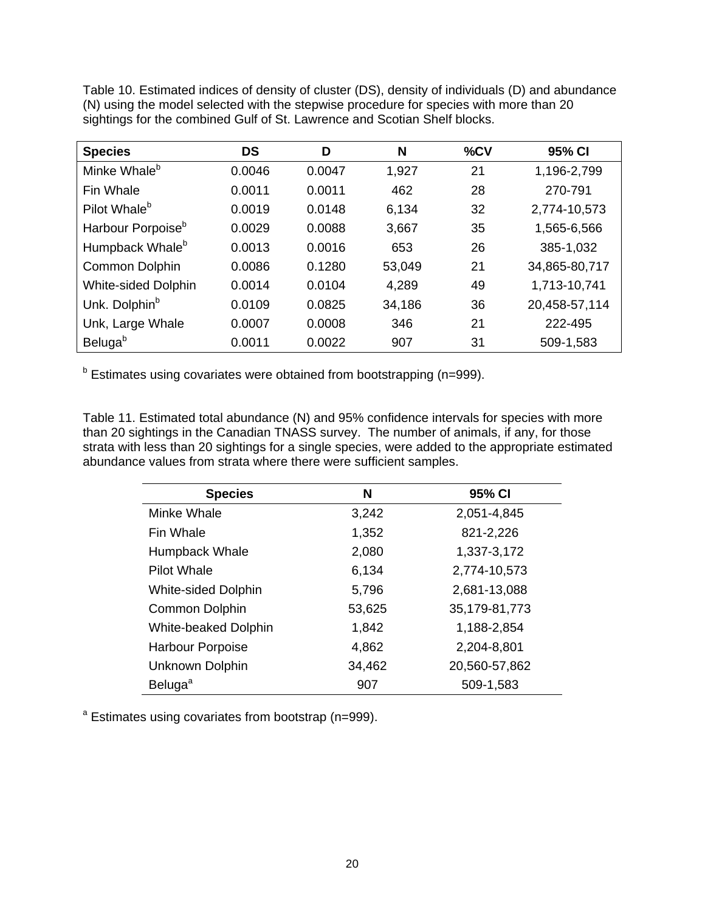Table 10. Estimated indices of density of cluster (DS), density of individuals (D) and abundance (N) using the model selected with the stepwise procedure for species with more than 20 sightings for the combined Gulf of St. Lawrence and Scotian Shelf blocks.

| Species | DS | D | N | %CV | 95% CI |
|---|---|---|---|---|---|
| Minke Whale[b] | 0.0046 | 0.0047 | 1,927 | 21 | 1,196-2,799 |
| Fin Whale | 0.0011 | 0.0011 | 462 | 28 | 270-791 |
| Pilot Whale[b] | 0.0019 | 0.0148 | 6,134 | 32 | 2,774-10,573 |
| Harbour Porpoise[b] | 0.0029 | 0.0088 | 3,667 | 35 | 1,565-6,566 |
| Humpback Whale[b] | 0.0013 | 0.0016 | 653 | 26 | 385-1,032 |
| Common Dolphin | 0.0086 | 0.1280 | 53,049 | 21 | 34,865-80,717 |
| White-sided Dolphin | 0.0014 | 0.0104 | 4,289 | 49 | 1,713-10,741 |
| Unk. Dolphin[b] | 0.0109 | 0.0825 | 34,186 | 36 | 20,458-57,114 |
| Unk, Large Whale | 0.0007 | 0.0008 | 346 | 21 | 222-495 |
| Beluga[b] | 0.0011 | 0.0022 | 907 | 31 | 509-1,583 |

[b] Estimates using covariates were obtained from bootstrapping (n=999).

Table 11. Estimated total abundance (N) and 95% confidence intervals for species with more than 20 sightings in the Canadian TNASS survey. The number of animals, if any, for those strata with less than 20 sightings for a single species, were added to the appropriate estimated abundance values from strata where there were sufficient samples.

| Species | N | 95% CI |
|---|---|---|
| Minke Whale | 3,242 | 2,051-4,845 |
| Fin Whale | 1,352 | 821-2,226 |
| Humpback Whale | 2,080 | 1,337-3,172 |
| Pilot Whale | 6,134 | 2,774-10,573 |
| White-sided Dolphin | 5,796 | 2,681-13,088 |
| Common Dolphin | 53,625 | 35,179-81,773 |
| White-beaked Dolphin | 1,842 | 1,188-2,854 |
| Harbour Porpoise | 4,862 | 2,204-8,801 |
| Unknown Dolphin | 34,462 | 20,560-57,862 |
| Beluga[a] | 907 | 509-1,583 |

[a] Estimates using covariates from bootstrap (n=999).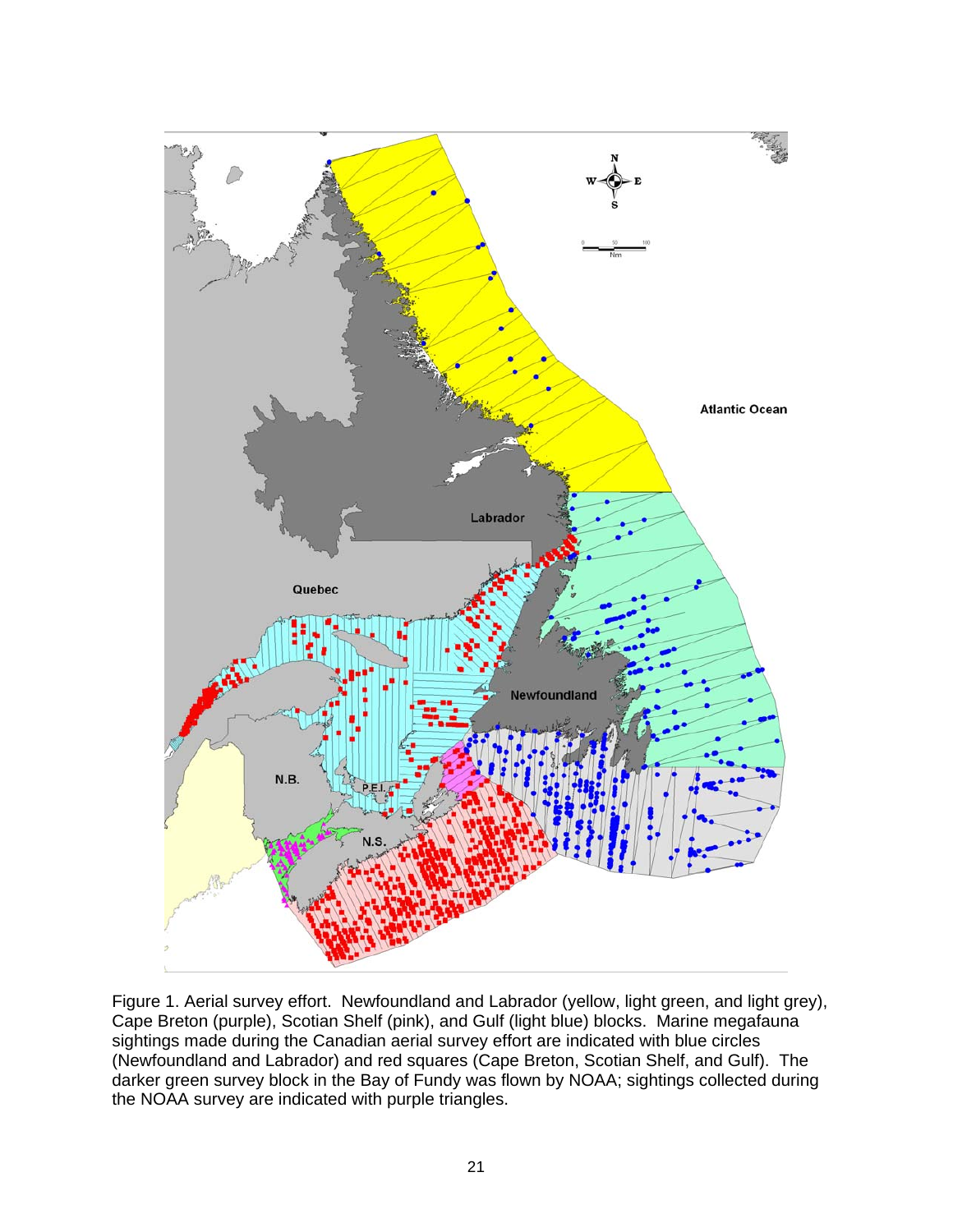Figure 1. Aerial survey effort. Newfoundland and Labrador (yellow, light green, and light grey), Cape Breton (purple), Scotian Shelf (pink), and Gulf (light blue) blocks. Marine megafauna sightings made during the Canadian aerial survey effort are indicated with blue circles (Newfoundland and Labrador) and red squares (Cape Breton, Scotian Shelf, and Gulf). The darker green survey block in the Bay of Fundy was flown by NOAA; sightings collected during the NOAA survey are indicated with purple triangles.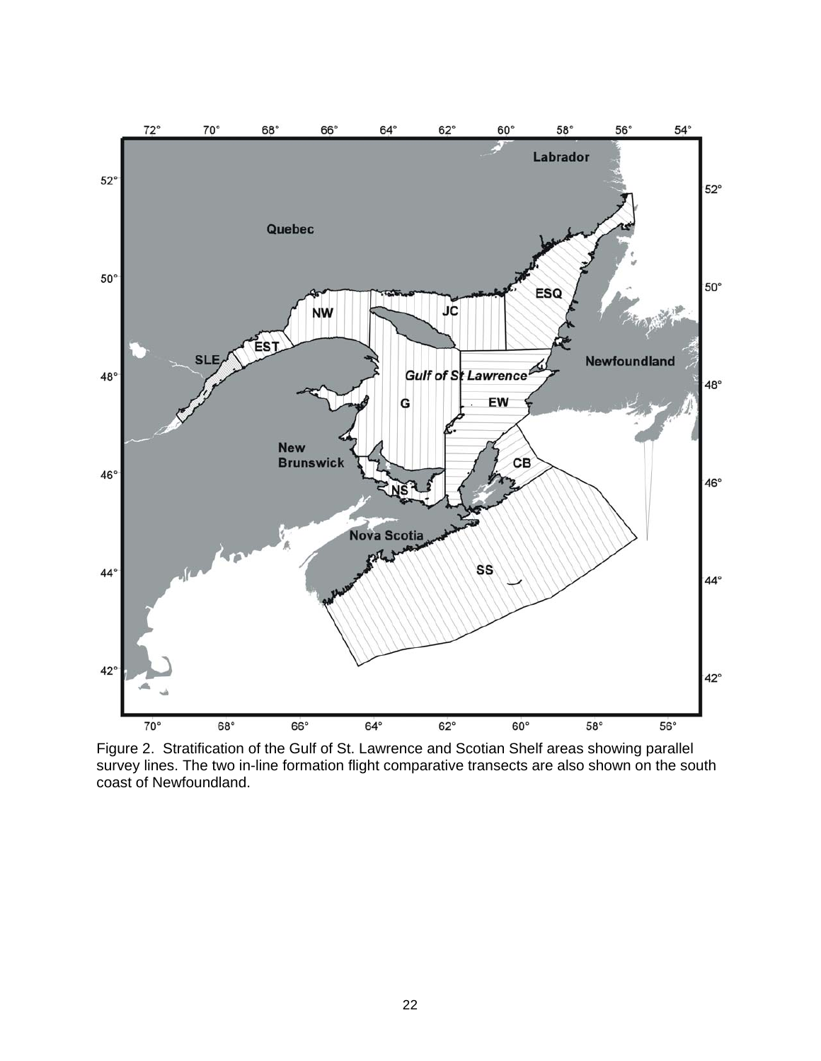Figure 2. Stratification of the Gulf of St. Lawrence and Scotian Shelf areas showing parallel survey lines. The two in-line formation flight comparative transects are also shown on the south coast of Newfoundland.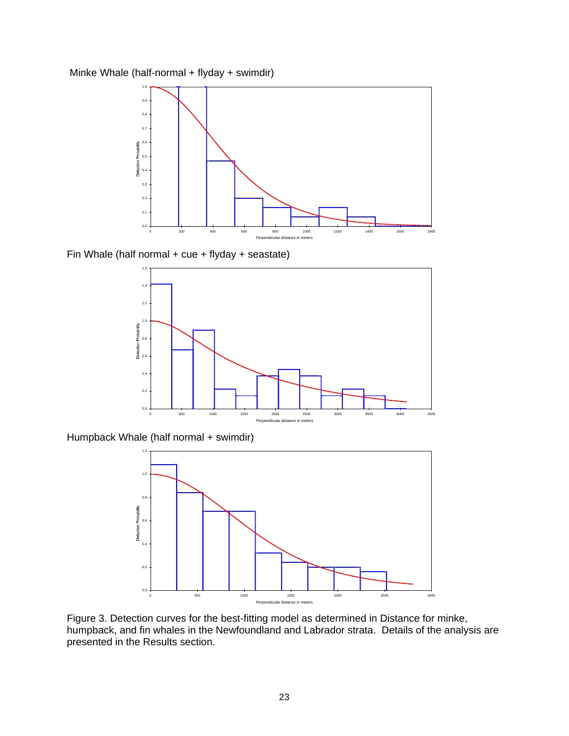Minke Whale (half-normal + flyday + swimdir)

Fin Whale (half normal + cue + flyday + seastate)

Humpback Whale (half normal + swimdir)

Figure 3. Detection curves for the best-fitting model as determined in Distance for minke, humpback, and fin whales in the Newfoundland and Labrador strata. Details of the analysis are presented in the Results section.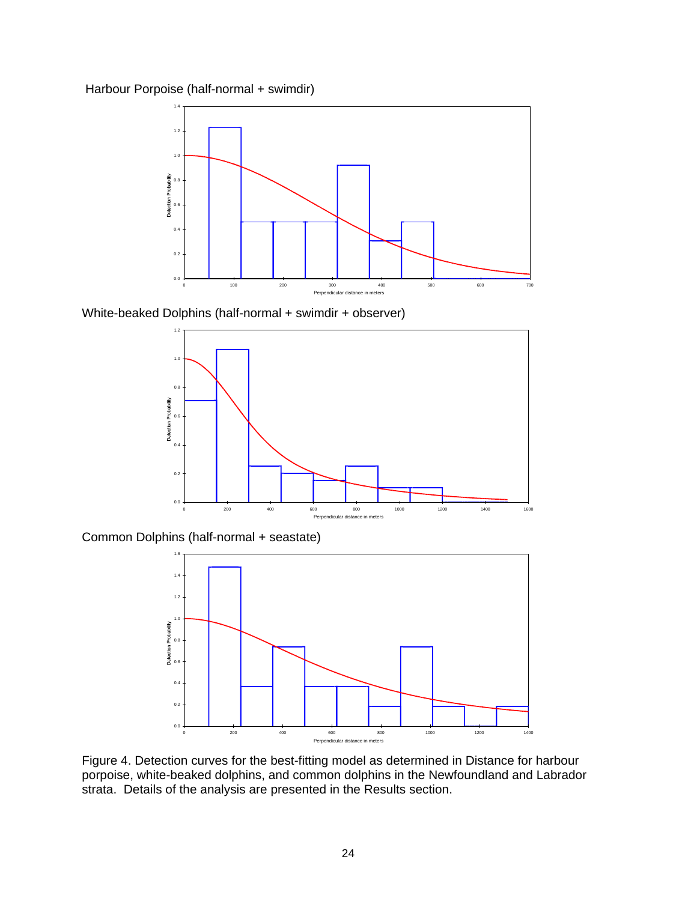Harbour Porpoise (half-normal + swimdir)

White-beaked Dolphins (half-normal + swimdir + observer)

Common Dolphins (half-normal + seastate)

Figure 4. Detection curves for the best-fitting model as determined in Distance for harbour porpoise, white-beaked dolphins, and common dolphins in the Newfoundland and Labrador strata. Details of the analysis are presented in the Results section.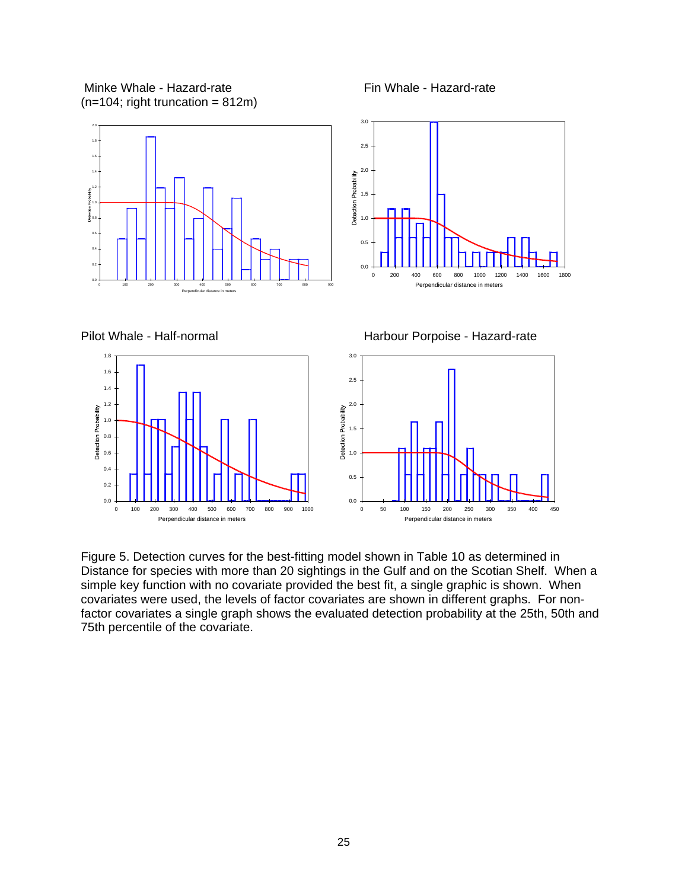Minke Whale - Hazard-rate
(n=104; right truncation = 812m)

Fin Whale - Hazard-rate

Pilot Whale - Half-normal

Harbour Porpoise - Hazard-rate

Figure 5. Detection curves for the best-fitting model shown in Table 10 as determined in Distance for species with more than 20 sightings in the Gulf and on the Scotian Shelf. When a simple key function with no covariate provided the best fit, a single graphic is shown. When covariates were used, the levels of factor covariates are shown in different graphs. For non-factor covariates a single graph shows the evaluated detection probability at the 25th, 50th and 75th percentile of the covariate.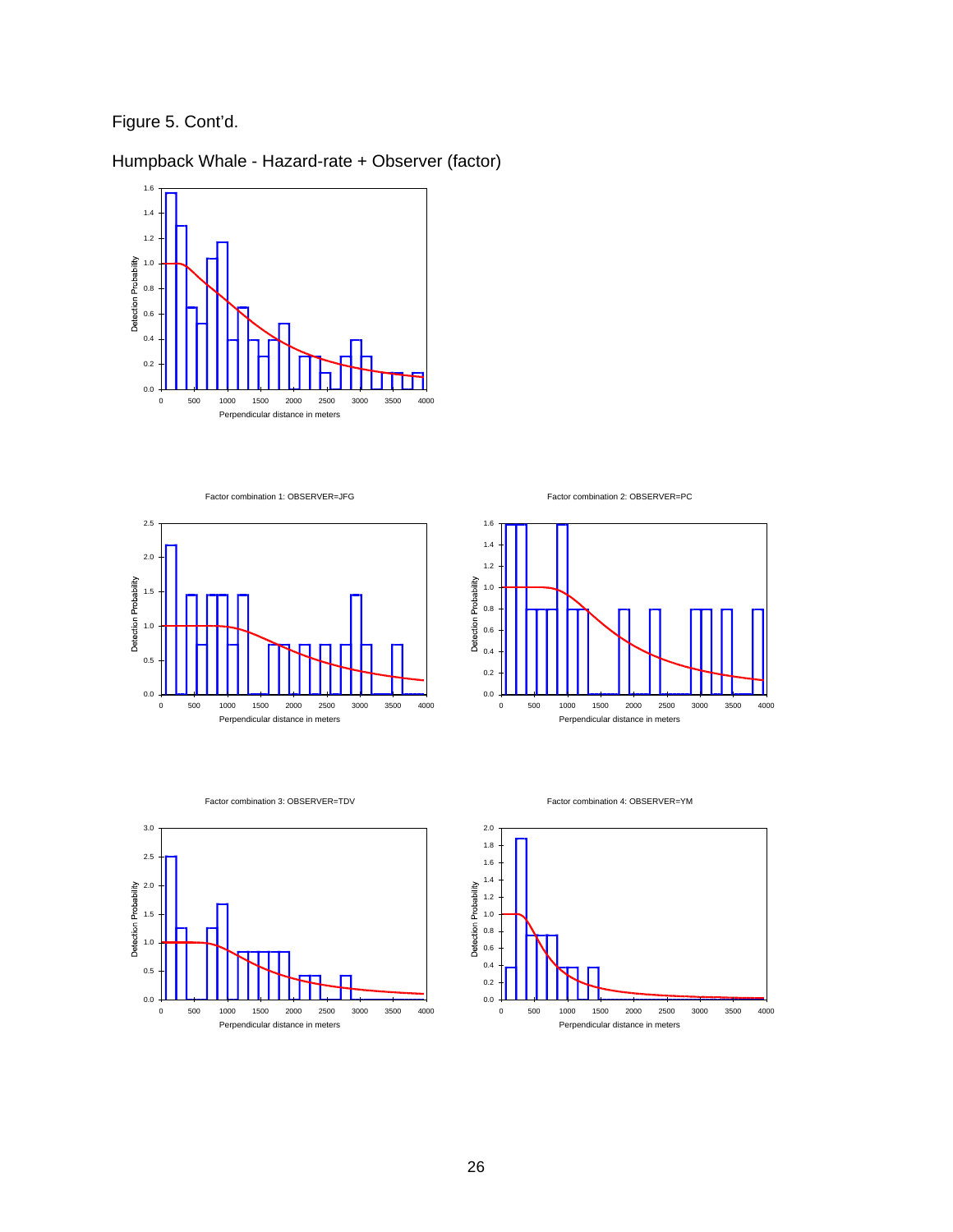Figure 5. Cont'd.

Humpback Whale - Hazard-rate + Observer (factor)

Factor combination 1: OBSERVER=JFG

Factor combination 2: OBSERVER=PC

Factor combination 3: OBSERVER=TDV

Factor combination 4: OBSERVER=YM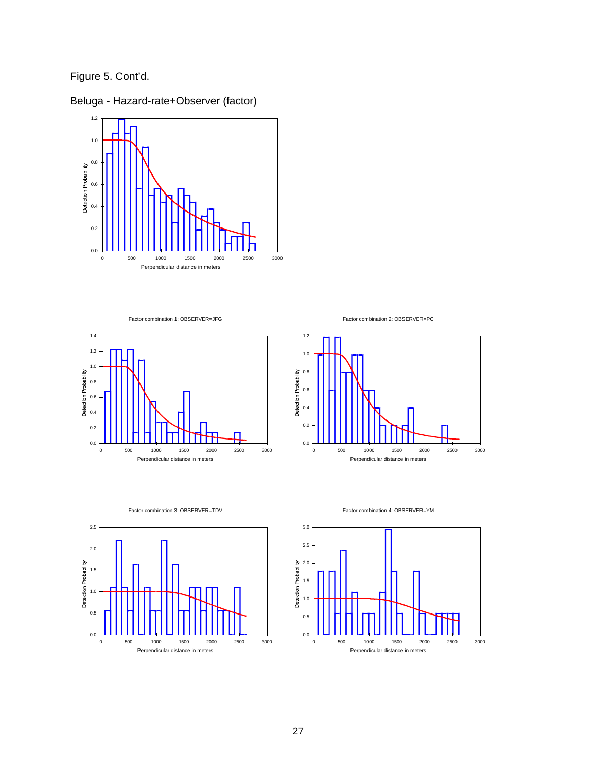Figure 5. Cont'd.

Beluga - Hazard-rate+Observer (factor)

Factor combination 1: OBSERVER=JFG

Factor combination 2: OBSERVER=PC

Factor combination 3: OBSERVER=TDV

Factor combination 4: OBSERVER=YM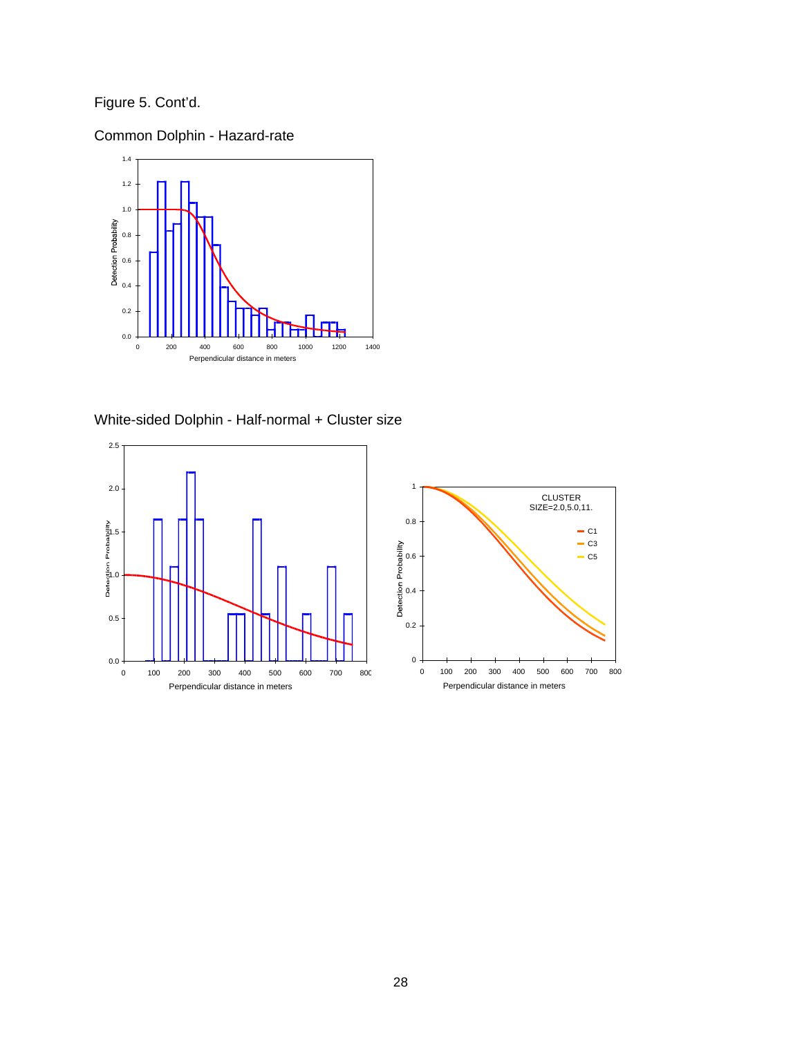Figure 5. Cont'd.

Common Dolphin - Hazard-rate

Detection Probability

1.4
1.2
1.0
0.8
0.6
0.4
0.2
0.0

0 200 400 600 800 1000 1200 1400

Perpendicular distance in meters

White-sided Dolphin - Half-normal + Cluster size

Detection Probability

2.5
2.0
1.5
1.0
0.5
0.0

0 100 200 300 400 500 600 700 800

Perpendicular distance in meters

CLUSTER SIZE=2.0,5.0,11.

C1
C3
C5

Detection Probability

1
0.8
0.6
0.4
0.2
0

0 100 200 300 400 500 600 700 800

Perpendicular distance in meters